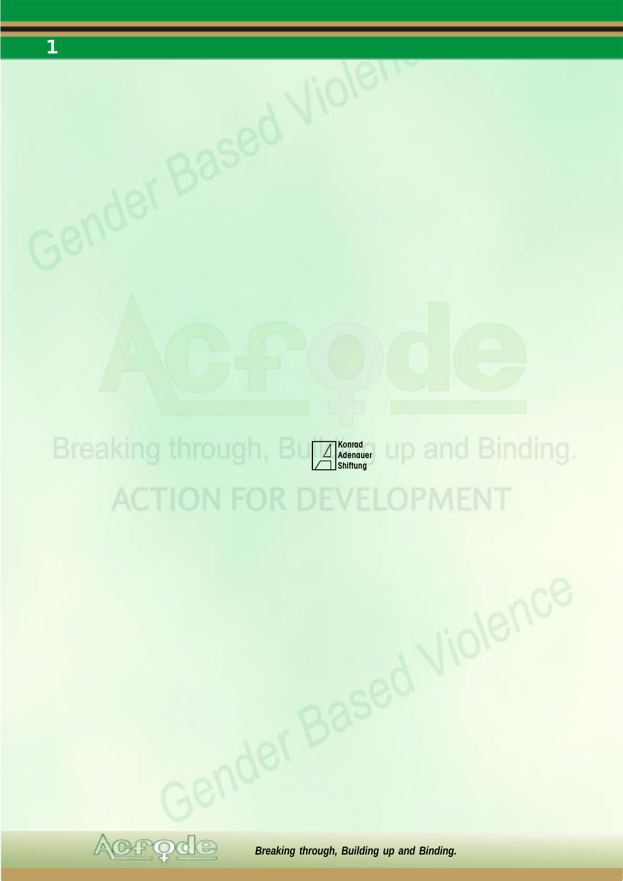Konrad
Adenauer
Shiftung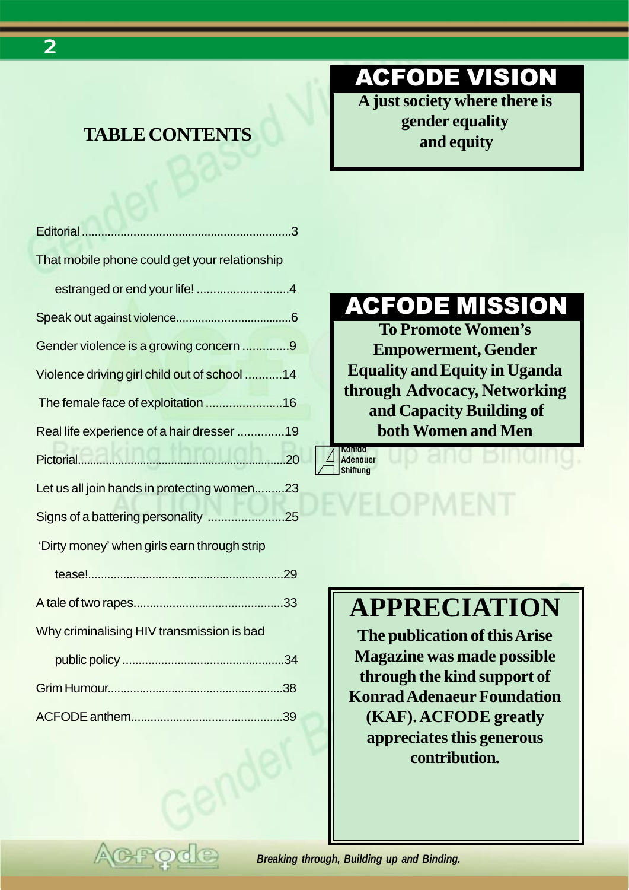## TABLE CONTENTS

Editorial ................................................................3

That mobile phone could get your relationship estranged or end your life! ............................4

Speak out against violence....................................6

Gender violence is a growing concern ..............9

Violence driving girl child out of school ...........14

The female face of exploitation .......................16

Real life experience of a hair dresser ..............19

Pictorial.................................................................20

Let us all join hands in protecting women.........23

Signs of a battering personality .......................25

'Dirty money' when girls earn through strip tease!............................................................29

A tale of two rapes..............................................33

Why criminalising HIV transmission is bad public policy .................................................34

Grim Humour......................................................38

ACFODE anthem..............................................39

## ACFODE VISION

**A just society where there is gender equality and equity**

## ACFODE MISSION

**To Promote Women's Empowerment, Gender Equality and Equity in Uganda through Advocacy, Networking and Capacity Building of both Women and Men**

Konrad Adenauer Stiftung

# APPRECIATION

**The publication of this Arise Magazine was made possible through the kind support of Konrad Adenaeur Foundation (KAF). ACFODE greatly appreciates this generous contribution.**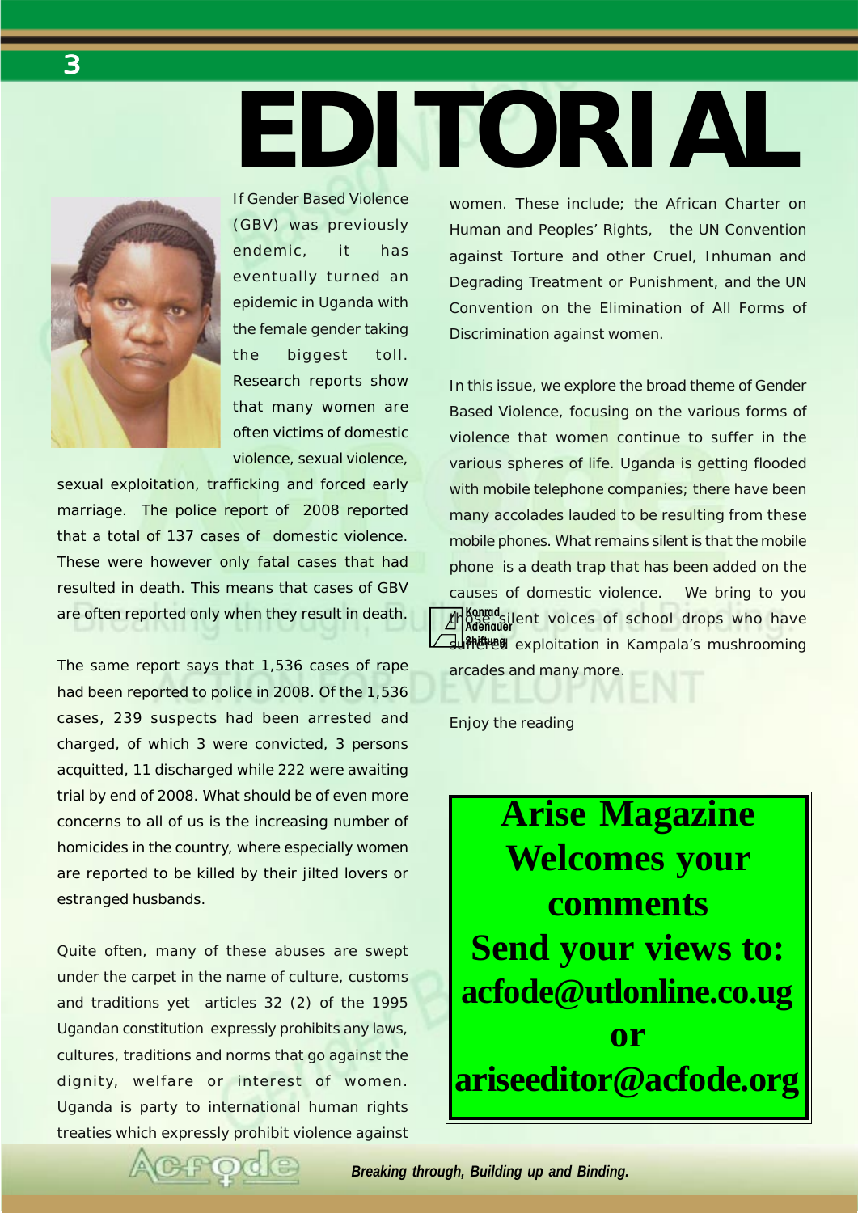# EDITORIAL

If Gender Based Violence (GBV) was previously endemic, it has eventually turned an epidemic in Uganda with the female gender taking the biggest toll. Research reports show that many women are often victims of domestic violence, sexual violence, sexual exploitation, trafficking and forced early marriage. The police report of 2008 reported that a total of 137 cases of domestic violence. These were however only fatal cases that had resulted in death. This means that cases of GBV are often reported only when they result in death.

The same report says that 1,536 cases of rape had been reported to police in 2008. Of the 1,536 cases, 239 suspects had been arrested and charged, of which 3 were convicted, 3 persons acquitted, 11 discharged while 222 were awaiting trial by end of 2008. What should be of even more concerns to all of us is the increasing number of homicides in the country, where especially women are reported to be killed by their jilted lovers or estranged husbands.

Quite often, many of these abuses are swept under the carpet in the name of culture, customs and traditions yet articles 32 (2) of the 1995 Ugandan constitution expressly prohibits any laws, cultures, traditions and norms that go against the dignity, welfare or interest of women. Uganda is party to international human rights treaties which expressly prohibit violence against women. These include; the African Charter on Human and Peoples' Rights, the UN Convention against Torture and other Cruel, Inhuman and Degrading Treatment or Punishment, and the UN Convention on the Elimination of All Forms of Discrimination against women.

In this issue, we explore the broad theme of Gender Based Violence, focusing on the various forms of violence that women continue to suffer in the various spheres of life. Uganda is getting flooded with mobile telephone companies; there have been many accolades lauded to be resulting from these mobile phones. What remains silent is that the mobile phone is a death trap that has been added on the causes of domestic violence. We bring to you those silent voices of school drops who have suffered exploitation in Kampala's mushrooming arcades and many more.

Enjoy the reading

**Arise Magazine Welcomes your comments**

**Send your views to:**
**acfode@utlonline.co.ug**
**or**
**ariseeditor@acfode.org**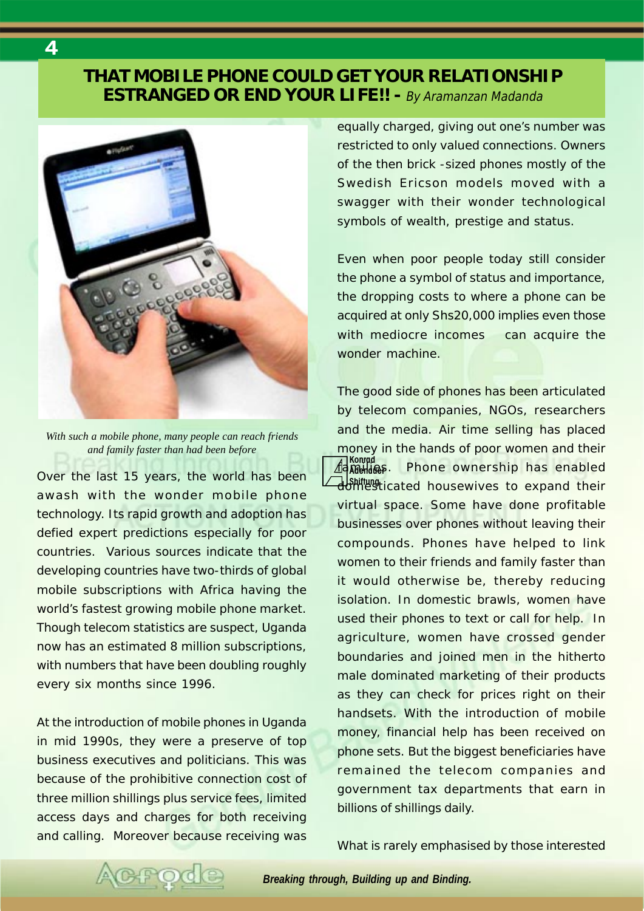## THAT MOBILE PHONE COULD GET YOUR RELATIONSHIP ESTRANGED OR END YOUR LIFE!! - *By Aramanzan Madanda*

*With such a mobile phone, many people can reach friends and family faster than had been before*

Over the last 15 years, the world has been awash with the wonder mobile phone technology. Its rapid growth and adoption has defied expert predictions especially for poor countries. Various sources indicate that the developing countries have two-thirds of global mobile subscriptions with Africa having the world's fastest growing mobile phone market. Though telecom statistics are suspect, Uganda now has an estimated 8 million subscriptions, with numbers that have been doubling roughly every six months since 1996.

At the introduction of mobile phones in Uganda in mid 1990s, they were a preserve of top business executives and politicians. This was because of the prohibitive connection cost of three million shillings plus service fees, limited access days and charges for both receiving and calling. Moreover because receiving was equally charged, giving out one's number was restricted to only valued connections. Owners of the then brick -sized phones mostly of the Swedish Ericson models moved with a swagger with their wonder technological symbols of wealth, prestige and status.

Even when poor people today still consider the phone a symbol of status and importance, the dropping costs to where a phone can be acquired at only Shs20,000 implies even those with mediocre incomes can acquire the wonder machine.

The good side of phones has been articulated by telecom companies, NGOs, researchers and the media. Air time selling has placed money in the hands of poor women and their families. Phone ownership has enabled domesticated housewives to expand their virtual space. Some have done profitable businesses over phones without leaving their compounds. Phones have helped to link women to their friends and family faster than it would otherwise be, thereby reducing isolation. In domestic brawls, women have used their phones to text or call for help. In agriculture, women have crossed gender boundaries and joined men in the hitherto male dominated marketing of their products as they can check for prices right on their handsets. With the introduction of mobile money, financial help has been received on phone sets. But the biggest beneficiaries have remained the telecom companies and government tax departments that earn in billions of shillings daily.

What is rarely emphasised by those interested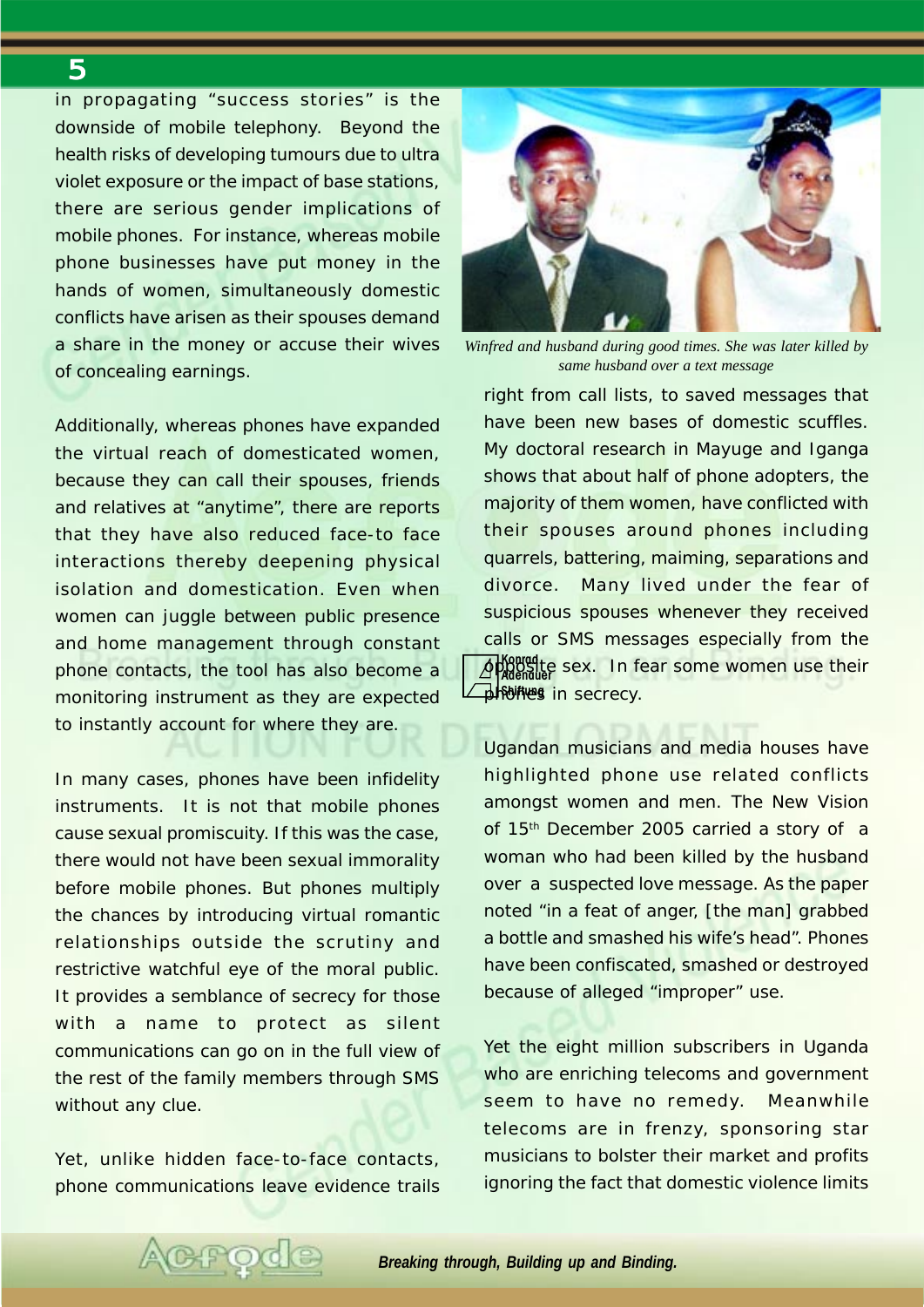in propagating "success stories" is the downside of mobile telephony. Beyond the health risks of developing tumours due to ultra violet exposure or the impact of base stations, there are serious gender implications of mobile phones. For instance, whereas mobile phone businesses have put money in the hands of women, simultaneously domestic conflicts have arisen as their spouses demand a share in the money or accuse their wives of concealing earnings.

Additionally, whereas phones have expanded the virtual reach of domesticated women, because they can call their spouses, friends and relatives at "anytime", there are reports that they have also reduced face-to face interactions thereby deepening physical isolation and domestication. Even when women can juggle between public presence and home management through constant phone contacts, the tool has also become a monitoring instrument as they are expected to instantly account for where they are.

In many cases, phones have been infidelity instruments. It is not that mobile phones cause sexual promiscuity. If this was the case, there would not have been sexual immorality before mobile phones. But phones multiply the chances by introducing virtual romantic relationships outside the scrutiny and restrictive watchful eye of the moral public. It provides a semblance of secrecy for those with a name to protect as silent communications can go on in the full view of the rest of the family members through SMS without any clue.

Yet, unlike hidden face-to-face contacts, phone communications leave evidence trails

*Winfred and husband during good times. She was later killed by same husband over a text message*

right from call lists, to saved messages that have been new bases of domestic scuffles. My doctoral research in Mayuge and Iganga shows that about half of phone adopters, the majority of them women, have conflicted with their spouses around phones including quarrels, battering, maiming, separations and divorce. Many lived under the fear of suspicious spouses whenever they received calls or SMS messages especially from the opposite sex. In fear some women use their phones in secrecy.

Ugandan musicians and media houses have highlighted phone use related conflicts amongst women and men. The New Vision of 15th December 2005 carried a story of a woman who had been killed by the husband over a suspected love message. As the paper noted "in a feat of anger, [the man] grabbed a bottle and smashed his wife's head". Phones have been confiscated, smashed or destroyed because of alleged "improper" use.

Yet the eight million subscribers in Uganda who are enriching telecoms and government seem to have no remedy. Meanwhile telecoms are in frenzy, sponsoring star musicians to bolster their market and profits ignoring the fact that domestic violence limits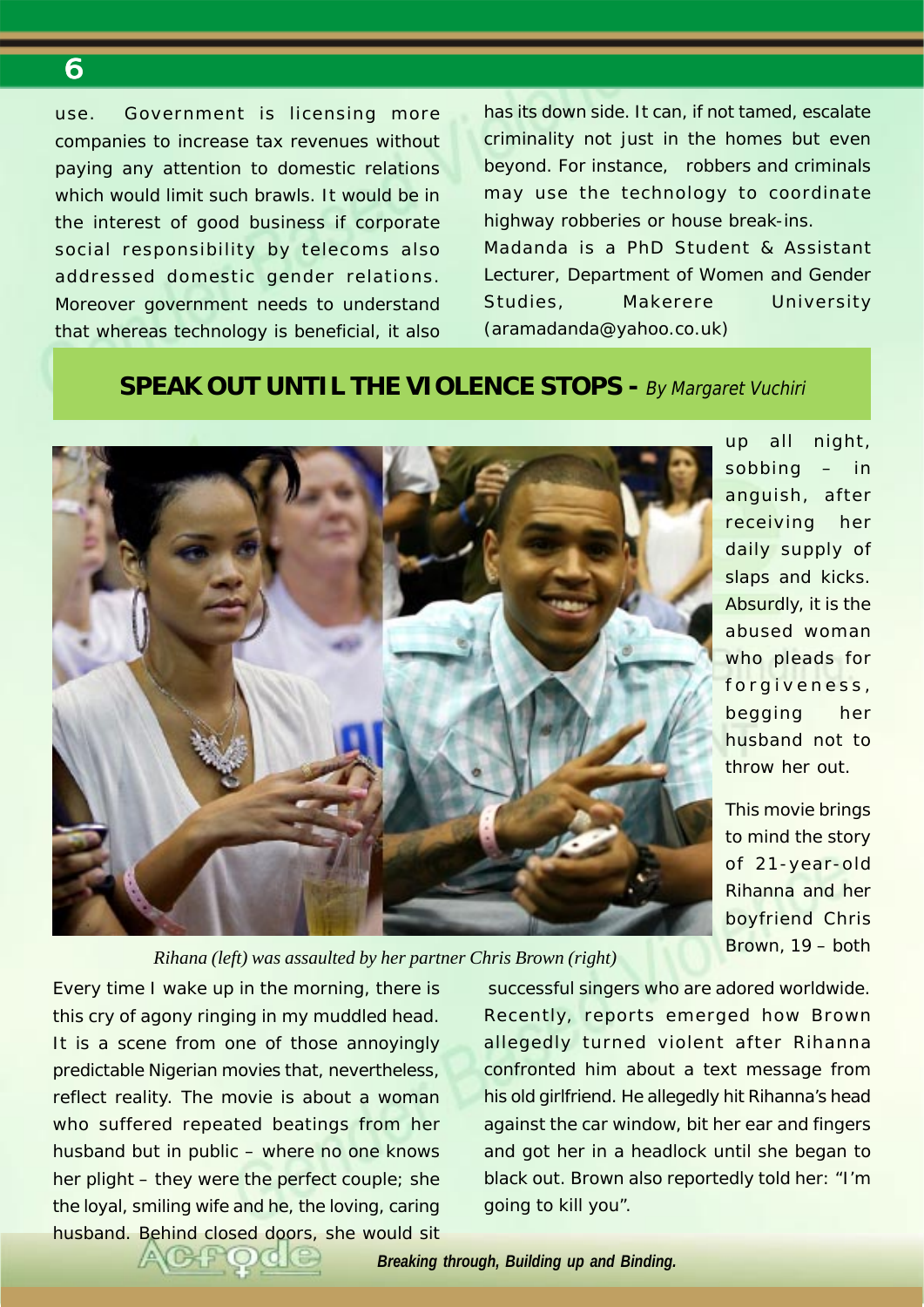use. Government is licensing more companies to increase tax revenues without paying any attention to domestic relations which would limit such brawls. It would be in the interest of good business if corporate social responsibility by telecoms also addressed domestic gender relations. Moreover government needs to understand that whereas technology is beneficial, it also has its down side. It can, if not tamed, escalate criminality not just in the homes but even beyond. For instance, robbers and criminals may use the technology to coordinate highway robberies or house break-ins.

Madanda is a PhD Student & Assistant Lecturer, Department of Women and Gender Studies, Makerere University (aramadanda@yahoo.co.uk)

## SPEAK OUT UNTIL THE VIOLENCE STOPS - *By Margaret Vuchiri*

*Rihana (left) was assaulted by her partner Chris Brown (right)*

Every time I wake up in the morning, there is this cry of agony ringing in my muddled head. It is a scene from one of those annoyingly predictable Nigerian movies that, nevertheless, reflect reality. The movie is about a woman who suffered repeated beatings from her husband but in public – where no one knows her plight – they were the perfect couple; she the loyal, smiling wife and he, the loving, caring husband. Behind closed doors, she would sit up all night, sobbing – in anguish, after receiving her daily supply of slaps and kicks. Absurdly, it is the abused woman who pleads for forgiveness, begging her husband not to throw her out.

This movie brings to mind the story of 21-year-old Rihanna and her boyfriend Chris Brown, 19 – both successful singers who are adored worldwide. Recently, reports emerged how Brown allegedly turned violent after Rihanna confronted him about a text message from his old girlfriend. He allegedly hit Rihanna's head against the car window, bit her ear and fingers and got her in a headlock until she began to black out. Brown also reportedly told her: "I'm going to kill you".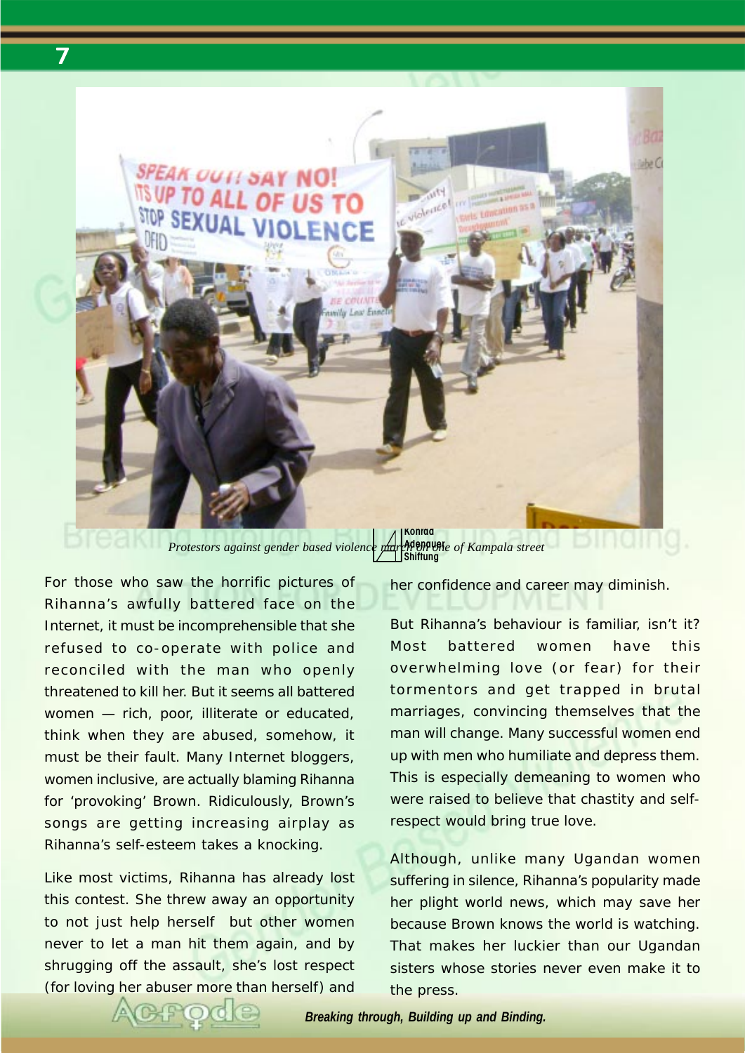*Protestors against gender based violence march on one of Kampala street*

For those who saw the horrific pictures of Rihanna's awfully battered face on the Internet, it must be incomprehensible that she refused to co-operate with police and reconciled with the man who openly threatened to kill her. But it seems all battered women — rich, poor, illiterate or educated, think when they are abused, somehow, it must be their fault. Many Internet bloggers, women inclusive, are actually blaming Rihanna for 'provoking' Brown. Ridiculously, Brown's songs are getting increasing airplay as Rihanna's self-esteem takes a knocking.

Like most victims, Rihanna has already lost this contest. She threw away an opportunity to not just help herself but other women never to let a man hit them again, and by shrugging off the assault, she's lost respect (for loving her abuser more than herself) and her confidence and career may diminish.

But Rihanna's behaviour is familiar, isn't it? Most battered women have this overwhelming love (or fear) for their tormentors and get trapped in brutal marriages, convincing themselves that the man will change. Many successful women end up with men who humiliate and depress them. This is especially demeaning to women who were raised to believe that chastity and self-respect would bring true love.

Although, unlike many Ugandan women suffering in silence, Rihanna's popularity made her plight world news, which may save her because Brown knows the world is watching. That makes her luckier than our Ugandan sisters whose stories never even make it to the press.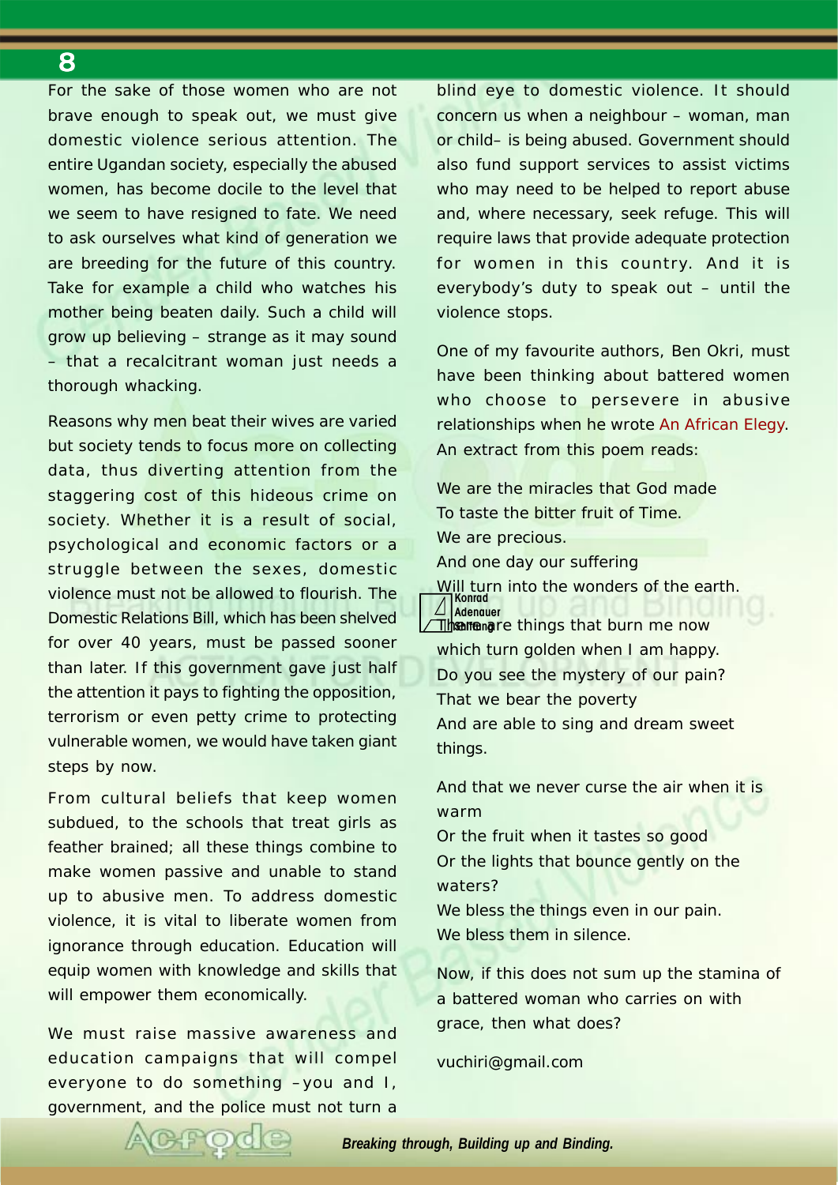For the sake of those women who are not brave enough to speak out, we must give domestic violence serious attention. The entire Ugandan society, especially the abused women, has become docile to the level that we seem to have resigned to fate. We need to ask ourselves what kind of generation we are breeding for the future of this country. Take for example a child who watches his mother being beaten daily. Such a child will grow up believing – strange as it may sound – that a recalcitrant woman just needs a thorough whacking.

Reasons why men beat their wives are varied but society tends to focus more on collecting data, thus diverting attention from the staggering cost of this hideous crime on society. Whether it is a result of social, psychological and economic factors or a struggle between the sexes, domestic violence must not be allowed to flourish. The Domestic Relations Bill, which has been shelved for over 40 years, must be passed sooner than later. If this government gave just half the attention it pays to fighting the opposition, terrorism or even petty crime to protecting vulnerable women, we would have taken giant steps by now.

From cultural beliefs that keep women subdued, to the schools that treat girls as feather brained; all these things combine to make women passive and unable to stand up to abusive men. To address domestic violence, it is vital to liberate women from ignorance through education. Education will equip women with knowledge and skills that will empower them economically.

We must raise massive awareness and education campaigns that will compel everyone to do something –you and I, government, and the police must not turn a blind eye to domestic violence. It should concern us when a neighbour – woman, man or child– is being abused. Government should also fund support services to assist victims who may need to be helped to report abuse and, where necessary, seek refuge. This will require laws that provide adequate protection for women in this country. And it is everybody's duty to speak out – until the violence stops.

One of my favourite authors, Ben Okri, must have been thinking about battered women who choose to persevere in abusive relationships when he wrote An African Elegy. An extract from this poem reads:

We are the miracles that God made
To taste the bitter fruit of Time.
We are precious.
And one day our suffering
Will turn into the wonders of the earth.
There are things that burn me now
which turn golden when I am happy.
Do you see the mystery of our pain?
That we bear the poverty
And are able to sing and dream sweet things.

And that we never curse the air when it is warm
Or the fruit when it tastes so good
Or the lights that bounce gently on the waters?
We bless the things even in our pain.
We bless them in silence.

Now, if this does not sum up the stamina of a battered woman who carries on with grace, then what does?

vuchiri@gmail.com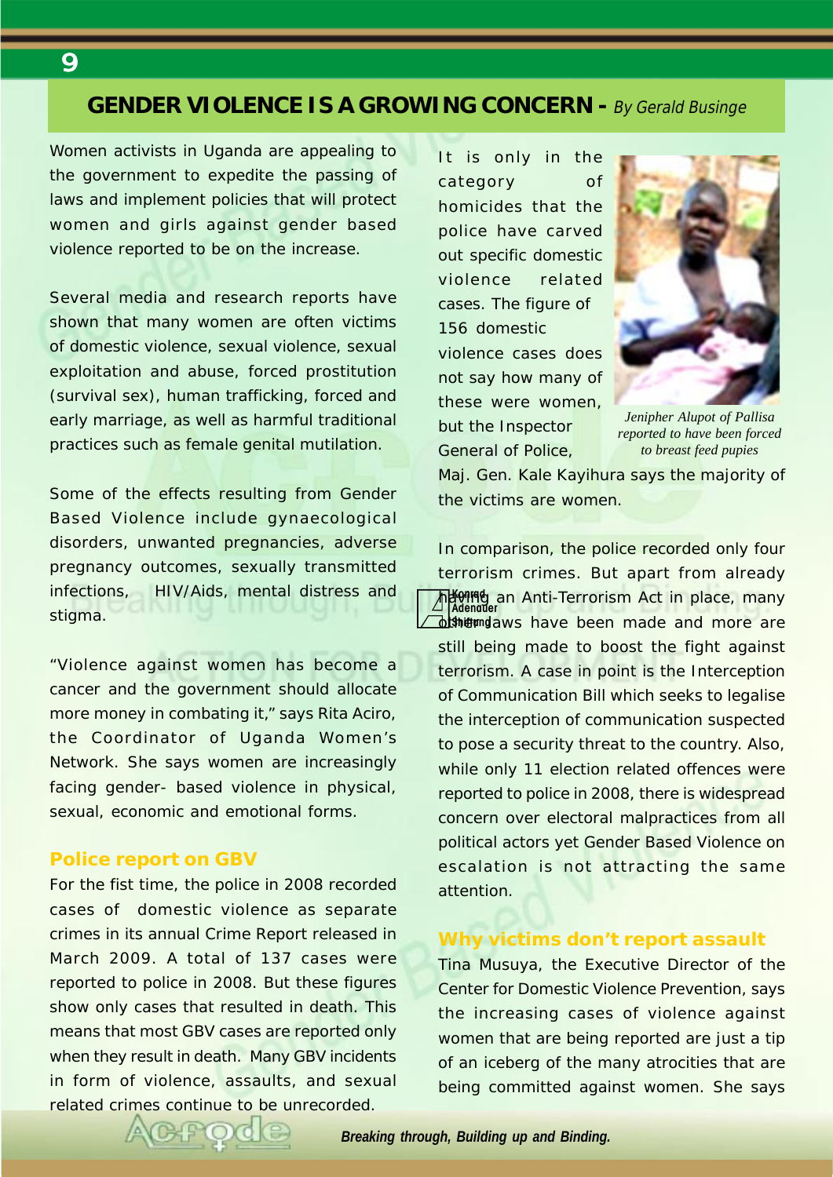## GENDER VIOLENCE IS A GROWING CONCERN - *By Gerald Businge*

Women activists in Uganda are appealing to the government to expedite the passing of laws and implement policies that will protect women and girls against gender based violence reported to be on the increase.

Several media and research reports have shown that many women are often victims of domestic violence, sexual violence, sexual exploitation and abuse, forced prostitution (survival sex), human trafficking, forced and early marriage, as well as harmful traditional practices such as female genital mutilation.

Some of the effects resulting from Gender Based Violence include gynaecological disorders, unwanted pregnancies, adverse pregnancy outcomes, sexually transmitted infections, HIV/Aids, mental distress and stigma.

"Violence against women has become a cancer and the government should allocate more money in combating it," says Rita Aciro, the Coordinator of Uganda Women's Network. She says women are increasingly facing gender- based violence in physical, sexual, economic and emotional forms.

### Police report on GBV

For the fist time, the police in 2008 recorded cases of domestic violence as separate crimes in its annual Crime Report released in March 2009. A total of 137 cases were reported to police in 2008. But these figures show only cases that resulted in death. This means that most GBV cases are reported only when they result in death. Many GBV incidents in form of violence, assaults, and sexual related crimes continue to be unrecorded.

It is only in the category of homicides that the police have carved out specific domestic violence related cases. The figure of 156 domestic violence cases does not say how many of these were women, but the Inspector General of Police, Maj. Gen. Kale Kayihura says the majority of the victims are women.

*Jenipher Alupot of Pallisa reported to have been forced to breast feed pupies*

In comparison, the police recorded only four terrorism crimes. But apart from already having an Anti-Terrorism Act in place, many other laws have been made and more are still being made to boost the fight against terrorism. A case in point is the Interception of Communication Bill which seeks to legalise the interception of communication suspected to pose a security threat to the country. Also, while only 11 election related offences were reported to police in 2008, there is widespread concern over electoral malpractices from all political actors yet Gender Based Violence on escalation is not attracting the same attention.

### Why victims don't report assault

Tina Musuya, the Executive Director of the Center for Domestic Violence Prevention, says the increasing cases of violence against women that are being reported are just a tip of an iceberg of the many atrocities that are being committed against women. She says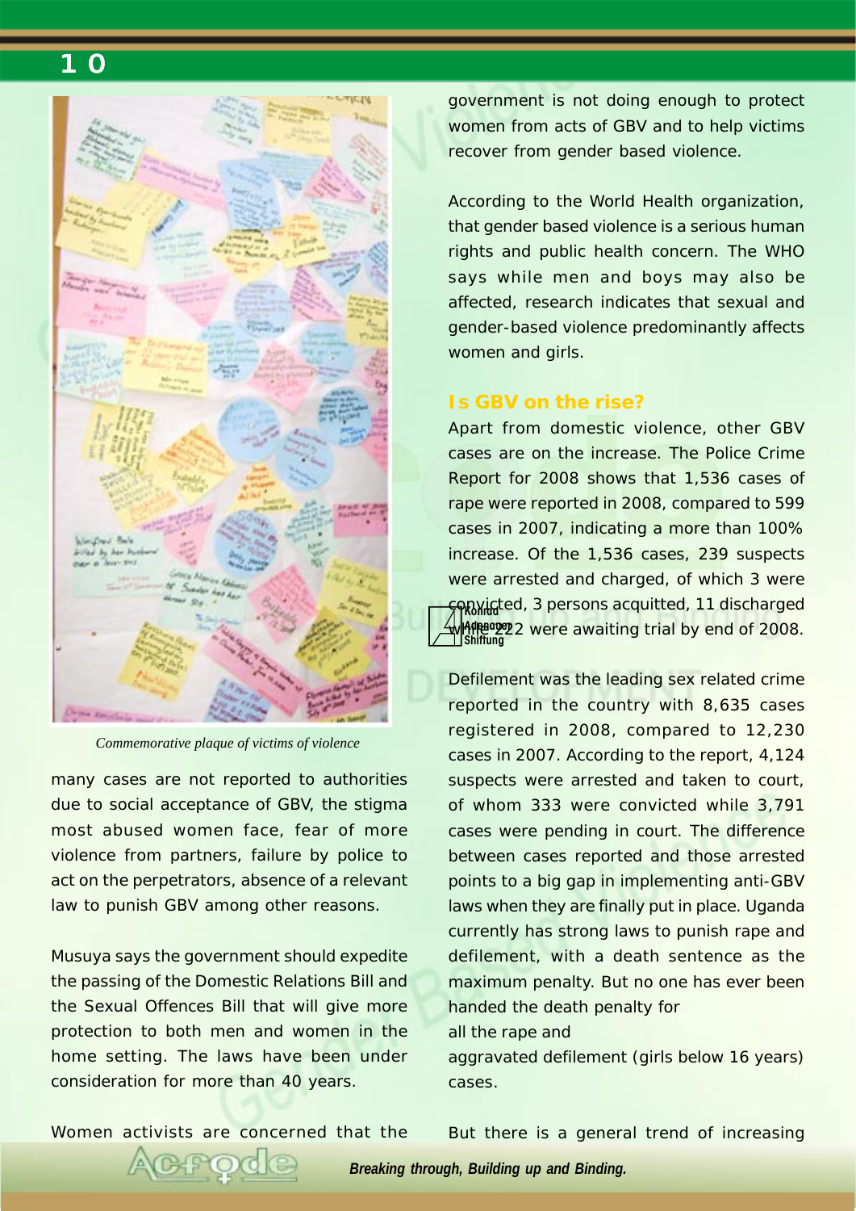*Commemorative plaque of victims of violence*

many cases are not reported to authorities due to social acceptance of GBV, the stigma most abused women face, fear of more violence from partners, failure by police to act on the perpetrators, absence of a relevant law to punish GBV among other reasons.

Musuya says the government should expedite the passing of the Domestic Relations Bill and the Sexual Offences Bill that will give more protection to both men and women in the home setting. The laws have been under consideration for more than 40 years.

Women activists are concerned that the government is not doing enough to protect women from acts of GBV and to help victims recover from gender based violence.

According to the World Health organization, that gender based violence is a serious human rights and public health concern. The WHO says while men and boys may also be affected, research indicates that sexual and gender-based violence predominantly affects women and girls.

## Is GBV on the rise?

Apart from domestic violence, other GBV cases are on the increase. The Police Crime Report for 2008 shows that 1,536 cases of rape were reported in 2008, compared to 599 cases in 2007, indicating a more than 100% increase. Of the 1,536 cases, 239 suspects were arrested and charged, of which 3 were convicted, 3 persons acquitted, 11 discharged while 222 were awaiting trial by end of 2008.

Defilement was the leading sex related crime reported in the country with 8,635 cases registered in 2008, compared to 12,230 cases in 2007. According to the report, 4,124 suspects were arrested and taken to court, of whom 333 were convicted while 3,791 cases were pending in court. The difference between cases reported and those arrested points to a big gap in implementing anti-GBV laws when they are finally put in place. Uganda currently has strong laws to punish rape and defilement, with a death sentence as the maximum penalty. But no one has ever been handed the death penalty for all the rape and aggravated defilement (girls below 16 years) cases.

But there is a general trend of increasing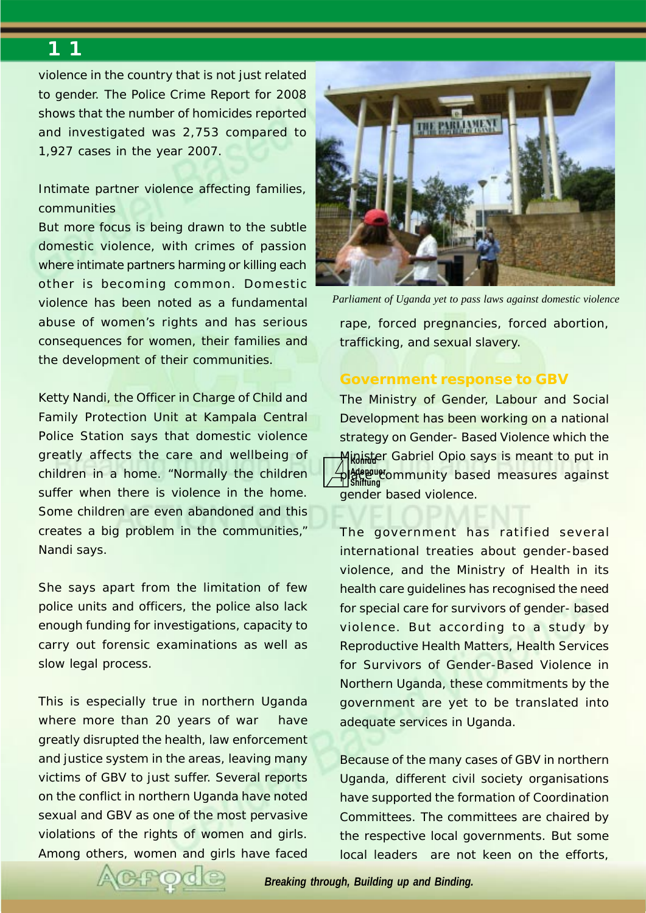violence in the country that is not just related to gender. The Police Crime Report for 2008 shows that the number of homicides reported and investigated was 2,753 compared to 1,927 cases in the year 2007.

## Intimate partner violence affecting families, communities

But more focus is being drawn to the subtle domestic violence, with crimes of passion where intimate partners harming or killing each other is becoming common. Domestic violence has been noted as a fundamental abuse of women's rights and has serious consequences for women, their families and the development of their communities.

Ketty Nandi, the Officer in Charge of Child and Family Protection Unit at Kampala Central Police Station says that domestic violence greatly affects the care and wellbeing of children in a home. "Normally the children suffer when there is violence in the home. Some children are even abandoned and this creates a big problem in the communities," Nandi says.

She says apart from the limitation of few police units and officers, the police also lack enough funding for investigations, capacity to carry out forensic examinations as well as slow legal process.

This is especially true in northern Uganda where more than 20 years of war have greatly disrupted the health, law enforcement and justice system in the areas, leaving many victims of GBV to just suffer. Several reports on the conflict in northern Uganda have noted sexual and GBV as one of the most pervasive violations of the rights of women and girls. Among others, women and girls have faced rape, forced pregnancies, forced abortion, trafficking, and sexual slavery.

*Parliament of Uganda yet to pass laws against domestic violence*

## Government response to GBV

The Ministry of Gender, Labour and Social Development has been working on a national strategy on Gender- Based Violence which the Minister Gabriel Opio says is meant to put in place community based measures against gender based violence.

The government has ratified several international treaties about gender-based violence, and the Ministry of Health in its health care guidelines has recognised the need for special care for survivors of gender- based violence. But according to a study by Reproductive Health Matters, Health Services for Survivors of Gender-Based Violence in Northern Uganda, these commitments by the government are yet to be translated into adequate services in Uganda.

Because of the many cases of GBV in northern Uganda, different civil society organisations have supported the formation of Coordination Committees. The committees are chaired by the respective local governments. But some local leaders are not keen on the efforts,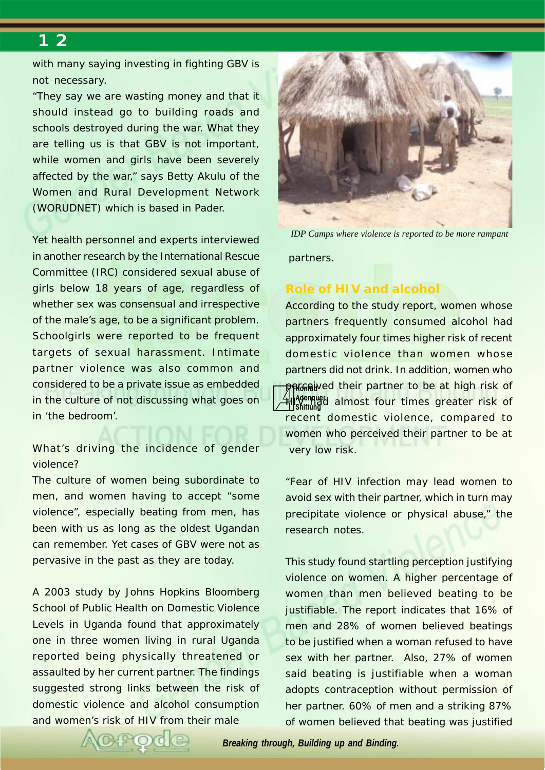with many saying investing in fighting GBV is not necessary.

"They say we are wasting money and that it should instead go to building roads and schools destroyed during the war. What they are telling us is that GBV is not important, while women and girls have been severely affected by the war," says Betty Akulu of the Women and Rural Development Network (WORUDNET) which is based in Pader.

Yet health personnel and experts interviewed in another research by the International Rescue Committee (IRC) considered sexual abuse of girls below 18 years of age, regardless of whether sex was consensual and irrespective of the male's age, to be a significant problem. Schoolgirls were reported to be frequent targets of sexual harassment. Intimate partner violence was also common and considered to be a private issue as embedded in the culture of not discussing what goes on in 'the bedroom'.

What's driving the incidence of gender violence?

The culture of women being subordinate to men, and women having to accept "some violence", especially beating from men, has been with us as long as the oldest Ugandan can remember. Yet cases of GBV were not as pervasive in the past as they are today.

A 2003 study by Johns Hopkins Bloomberg School of Public Health on Domestic Violence Levels in Uganda found that approximately one in three women living in rural Uganda reported being physically threatened or assaulted by her current partner. The findings suggested strong links between the risk of domestic violence and alcohol consumption and women's risk of HIV from their male partners.

*IDP Camps where violence is reported to be more rampant*

## Role of HIV and alcohol

According to the study report, women whose partners frequently consumed alcohol had approximately four times higher risk of recent domestic violence than women whose partners did not drink. In addition, women who perceived their partner to be at high risk of HIV had almost four times greater risk of recent domestic violence, compared to women who perceived their partner to be at very low risk.

"Fear of HIV infection may lead women to avoid sex with their partner, which in turn may precipitate violence or physical abuse," the research notes.

This study found startling perception justifying violence on women. A higher percentage of women than men believed beating to be justifiable. The report indicates that 16% of men and 28% of women believed beatings to be justified when a woman refused to have sex with her partner. Also, 27% of women said beating is justifiable when a woman adopts contraception without permission of her partner. 60% of men and a striking 87% of women believed that beating was justified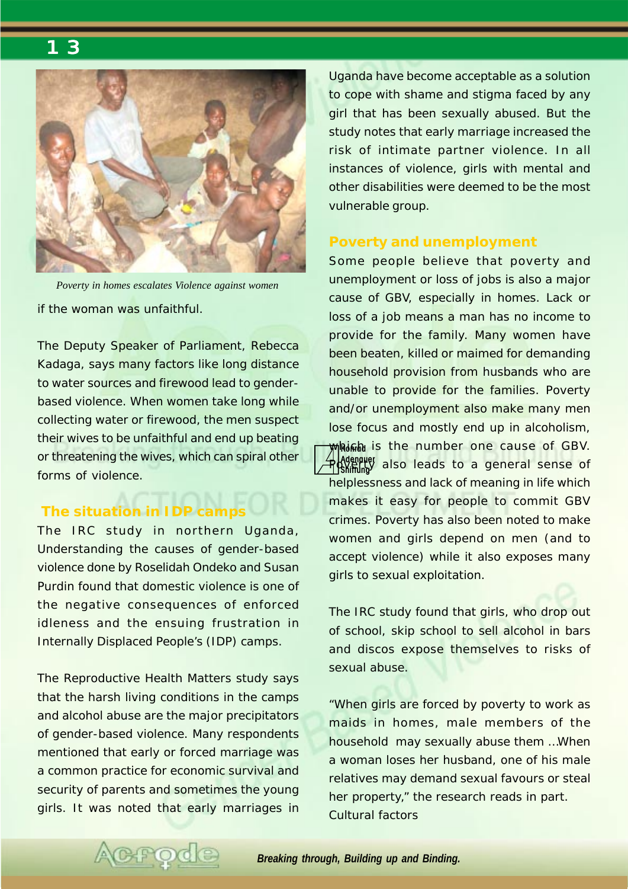*Poverty in homes escalates Violence against women*

if the woman was unfaithful.

The Deputy Speaker of Parliament, Rebecca Kadaga, says many factors like long distance to water sources and firewood lead to gender-based violence. When women take long while collecting water or firewood, the men suspect their wives to be unfaithful and end up beating or threatening the wives, which can spiral other forms of violence.

## The situation in IDP camps

The IRC study in northern Uganda, Understanding the causes of gender-based violence done by Roselidah Ondeko and Susan Purdin found that domestic violence is one of the negative consequences of enforced idleness and the ensuing frustration in Internally Displaced People's (IDP) camps.

The Reproductive Health Matters study says that the harsh living conditions in the camps and alcohol abuse are the major precipitators of gender-based violence. Many respondents mentioned that early or forced marriage was a common practice for economic survival and security of parents and sometimes the young girls. It was noted that early marriages in Uganda have become acceptable as a solution to cope with shame and stigma faced by any girl that has been sexually abused. But the study notes that early marriage increased the risk of intimate partner violence. In all instances of violence, girls with mental and other disabilities were deemed to be the most vulnerable group.

## Poverty and unemployment

Some people believe that poverty and unemployment or loss of jobs is also a major cause of GBV, especially in homes. Lack or loss of a job means a man has no income to provide for the family. Many women have been beaten, killed or maimed for demanding household provision from husbands who are unable to provide for the families. Poverty and/or unemployment also make many men lose focus and mostly end up in alcoholism, which is the number one cause of GBV. Poverty also leads to a general sense of helplessness and lack of meaning in life which makes it easy for people to commit GBV crimes. Poverty has also been noted to make women and girls depend on men (and to accept violence) while it also exposes many girls to sexual exploitation.

The IRC study found that girls, who drop out of school, skip school to sell alcohol in bars and discos expose themselves to risks of sexual abuse.

"When girls are forced by poverty to work as maids in homes, male members of the household may sexually abuse them ...When a woman loses her husband, one of his male relatives may demand sexual favours or steal her property," the research reads in part.

Cultural factors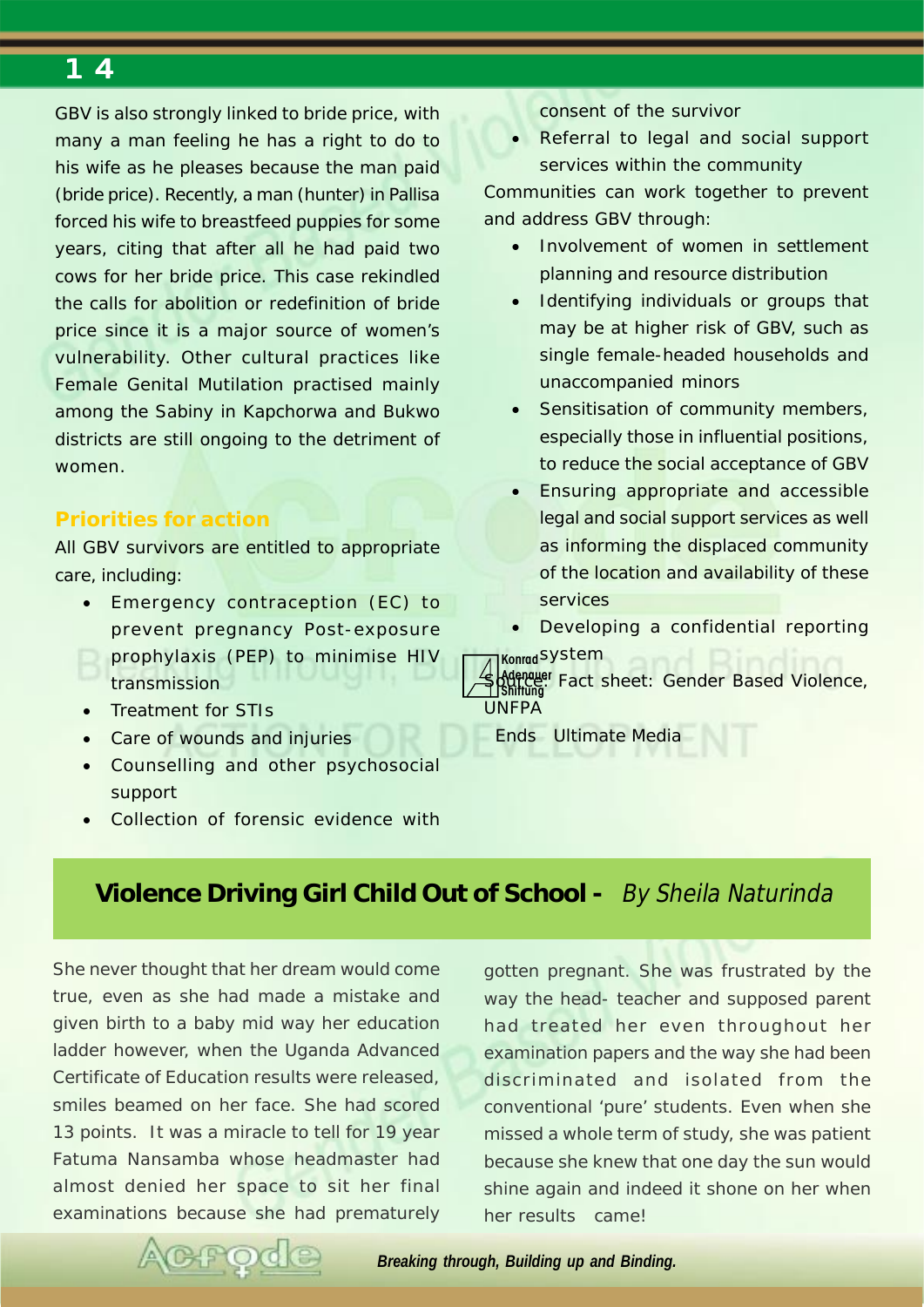GBV is also strongly linked to bride price, with many a man feeling he has a right to do to his wife as he pleases because the man paid (bride price). Recently, a man (hunter) in Pallisa forced his wife to breastfeed puppies for some years, citing that after all he had paid two cows for her bride price. This case rekindled the calls for abolition or redefinition of bride price since it is a major source of women's vulnerability. Other cultural practices like Female Genital Mutilation practised mainly among the Sabiny in Kapchorwa and Bukwo districts are still ongoing to the detriment of women.

### Priorities for action

All GBV survivors are entitled to appropriate care, including:

- Emergency contraception (EC) to prevent pregnancy Post-exposure prophylaxis (PEP) to minimise HIV transmission
- Treatment for STIs
- Care of wounds and injuries
- Counselling and other psychosocial support
- Collection of forensic evidence with consent of the survivor
- Referral to legal and social support services within the community

Communities can work together to prevent and address GBV through:

- Involvement of women in settlement planning and resource distribution
- Identifying individuals or groups that may be at higher risk of GBV, such as single female-headed households and unaccompanied minors
- Sensitisation of community members, especially those in influential positions, to reduce the social acceptance of GBV
- Ensuring appropriate and accessible legal and social support services as well as informing the displaced community of the location and availability of these services
- Developing a confidential reporting system

Source: Fact sheet: Gender Based Violence, UNFPA

Ends Ultimate Media

## Violence Driving Girl Child Out of School - *By Sheila Naturinda*

She never thought that her dream would come true, even as she had made a mistake and given birth to a baby mid way her education ladder however, when the Uganda Advanced Certificate of Education results were released, smiles beamed on her face. She had scored 13 points. It was a miracle to tell for 19 year Fatuma Nansamba whose headmaster had almost denied her space to sit her final examinations because she had prematurely gotten pregnant. She was frustrated by the way the head- teacher and supposed parent had treated her even throughout her examination papers and the way she had been discriminated and isolated from the conventional 'pure' students. Even when she missed a whole term of study, she was patient because she knew that one day the sun would shine again and indeed it shone on her when her results came!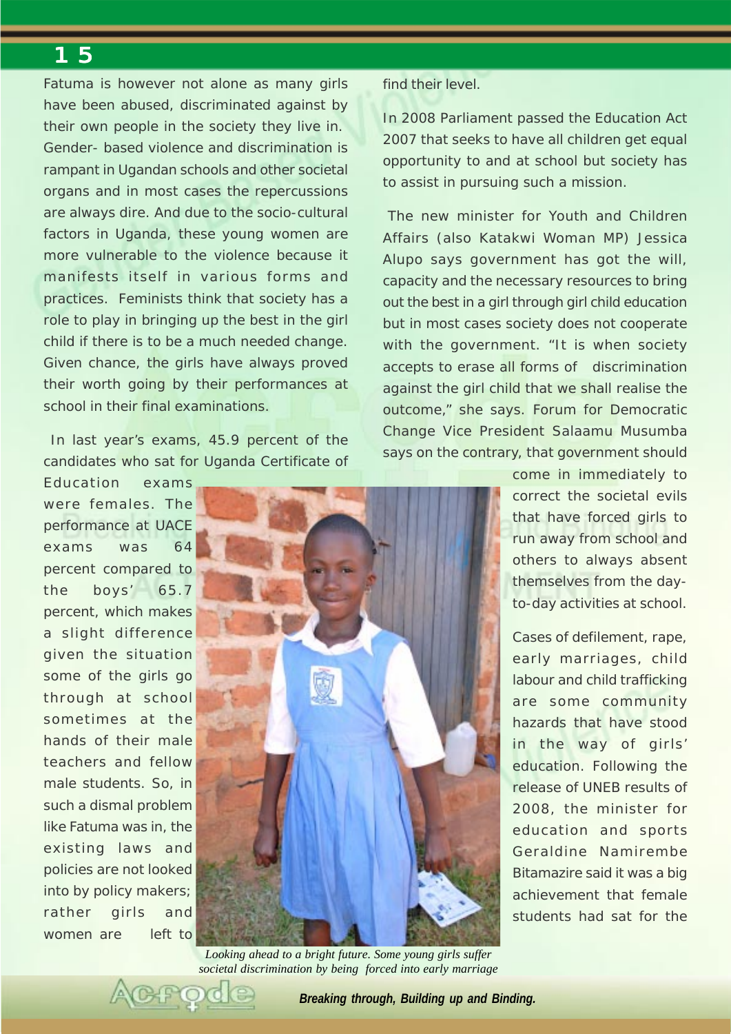Fatuma is however not alone as many girls have been abused, discriminated against by their own people in the society they live in. Gender- based violence and discrimination is rampant in Ugandan schools and other societal organs and in most cases the repercussions are always dire. And due to the socio-cultural factors in Uganda, these young women are more vulnerable to the violence because it manifests itself in various forms and practices. Feminists think that society has a role to play in bringing up the best in the girl child if there is to be a much needed change. Given chance, the girls have always proved their worth going by their performances at school in their final examinations.

In last year's exams, 45.9 percent of the candidates who sat for Uganda Certificate of Education exams were females. The performance at UACE exams was 64 percent compared to the boys' 65.7 percent, which makes a slight difference given the situation some of the girls go through at school sometimes at the hands of their male teachers and fellow male students. So, in such a dismal problem like Fatuma was in, the existing laws and policies are not looked into by policy makers; rather girls and women are left to find their level.

In 2008 Parliament passed the Education Act 2007 that seeks to have all children get equal opportunity to and at school but society has to assist in pursuing such a mission.

The new minister for Youth and Children Affairs (also Katakwi Woman MP) Jessica Alupo says government has got the will, capacity and the necessary resources to bring out the best in a girl through girl child education but in most cases society does not cooperate with the government. "It is when society accepts to erase all forms of discrimination against the girl child that we shall realise the outcome," she says. Forum for Democratic Change Vice President Salaamu Musumba says on the contrary, that government should come in immediately to correct the societal evils that have forced girls to run away from school and others to always absent themselves from the day-to-day activities at school.

Cases of defilement, rape, early marriages, child labour and child trafficking are some community hazards that have stood in the way of girls' education. Following the release of UNEB results of 2008, the minister for education and sports Geraldine Namirembe Bitamazire said it was a big achievement that female students had sat for the

*Looking ahead to a bright future. Some young girls suffer societal discrimination by being forced into early marriage*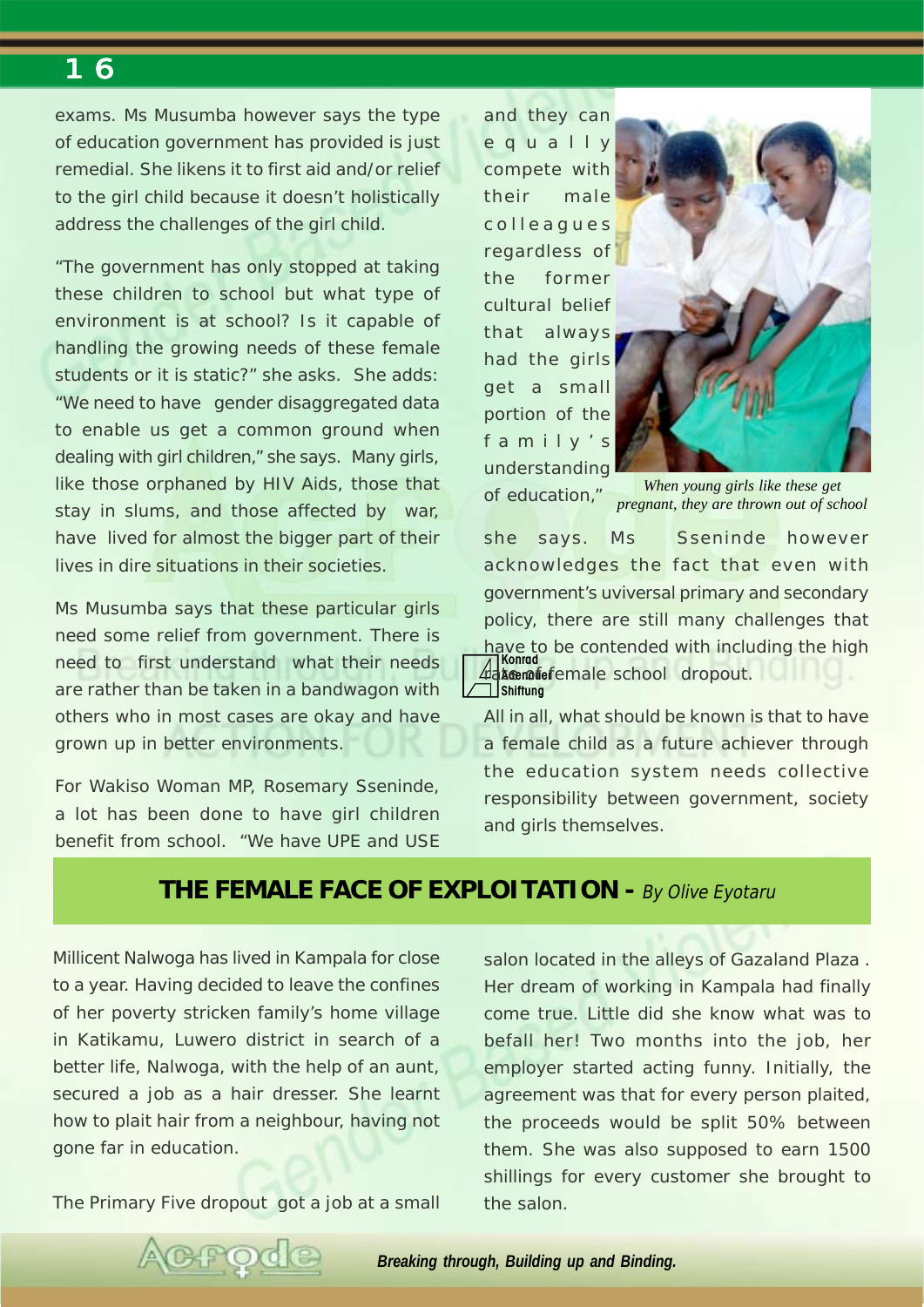exams. Ms Musumba however says the type of education government has provided is just remedial. She likens it to first aid and/or relief to the girl child because it doesn't holistically address the challenges of the girl child.

"The government has only stopped at taking these children to school but what type of environment is at school? Is it capable of handling the growing needs of these female students or it is static?" she asks. She adds: "We need to have gender disaggregated data to enable us get a common ground when dealing with girl children," she says. Many girls, like those orphaned by HIV Aids, those that stay in slums, and those affected by war, have lived for almost the bigger part of their lives in dire situations in their societies.

Ms Musumba says that these particular girls need some relief from government. There is need to first understand what their needs are rather than be taken in a bandwagon with others who in most cases are okay and have grown up in better environments.

For Wakiso Woman MP, Rosemary Sseninde, a lot has been done to have girl children benefit from school. "We have UPE and USE and they can equally compete with their male colleagues regardless of the former cultural belief that always had the girls get a small portion of the family's understanding of education," she says. Ms Sseninde however acknowledges the fact that even with government's uviversal primary and secondary policy, there are still many challenges that have to be contended with including the high rate of female school dropout.

*When young girls like these get pregnant, they are thrown out of school*

All in all, what should be known is that to have a female child as a future achiever through the education system needs collective responsibility between government, society and girls themselves.

## THE FEMALE FACE OF EXPLOITATION - *By Olive Eyotaru*

Millicent Nalwoga has lived in Kampala for close to a year. Having decided to leave the confines of her poverty stricken family's home village in Katikamu, Luwero district in search of a better life, Nalwoga, with the help of an aunt, secured a job as a hair dresser. She learnt how to plait hair from a neighbour, having not gone far in education.

The Primary Five dropout got a job at a small salon located in the alleys of Gazaland Plaza . Her dream of working in Kampala had finally come true. Little did she know what was to befall her! Two months into the job, her employer started acting funny. Initially, the agreement was that for every person plaited, the proceeds would be split 50% between them. She was also supposed to earn 1500 shillings for every customer she brought to the salon.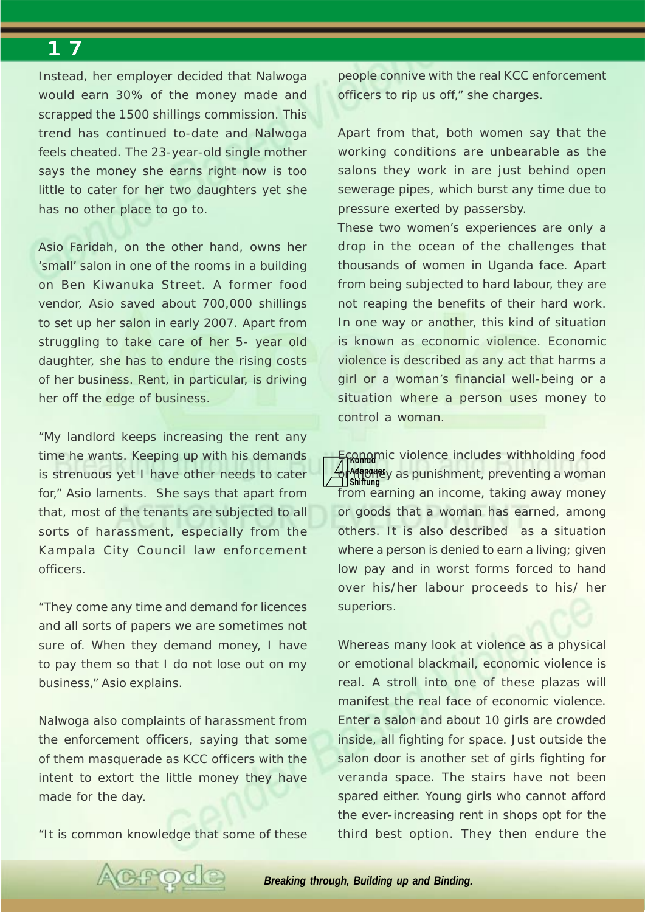Instead, her employer decided that Nalwoga would earn 30% of the money made and scrapped the 1500 shillings commission. This trend has continued to-date and Nalwoga feels cheated. The 23-year-old single mother says the money she earns right now is too little to cater for her two daughters yet she has no other place to go to.

Asio Faridah, on the other hand, owns her 'small' salon in one of the rooms in a building on Ben Kiwanuka Street. A former food vendor, Asio saved about 700,000 shillings to set up her salon in early 2007. Apart from struggling to take care of her 5- year old daughter, she has to endure the rising costs of her business. Rent, in particular, is driving her off the edge of business.

"My landlord keeps increasing the rent any time he wants. Keeping up with his demands is strenuous yet I have other needs to cater for," Asio laments. She says that apart from that, most of the tenants are subjected to all sorts of harassment, especially from the Kampala City Council law enforcement officers.

"They come any time and demand for licences and all sorts of papers we are sometimes not sure of. When they demand money, I have to pay them so that I do not lose out on my business," Asio explains.

Nalwoga also complaints of harassment from the enforcement officers, saying that some of them masquerade as KCC officers with the intent to extort the little money they have made for the day.

"It is common knowledge that some of these people connive with the real KCC enforcement officers to rip us off," she charges.

Apart from that, both women say that the working conditions are unbearable as the salons they work in are just behind open sewerage pipes, which burst any time due to pressure exerted by passersby.

These two women's experiences are only a drop in the ocean of the challenges that thousands of women in Uganda face. Apart from being subjected to hard labour, they are not reaping the benefits of their hard work. In one way or another, this kind of situation is known as economic violence. Economic violence is described as any act that harms a girl or a woman's financial well-being or a situation where a person uses money to control a woman.

Economic violence includes withholding food or money as punishment, preventing a woman from earning an income, taking away money or goods that a woman has earned, among others. It is also described as a situation where a person is denied to earn a living; given low pay and in worst forms forced to hand over his/her labour proceeds to his/ her superiors.

Whereas many look at violence as a physical or emotional blackmail, economic violence is real. A stroll into one of these plazas will manifest the real face of economic violence. Enter a salon and about 10 girls are crowded inside, all fighting for space. Just outside the salon door is another set of girls fighting for veranda space. The stairs have not been spared either. Young girls who cannot afford the ever-increasing rent in shops opt for the third best option. They then endure the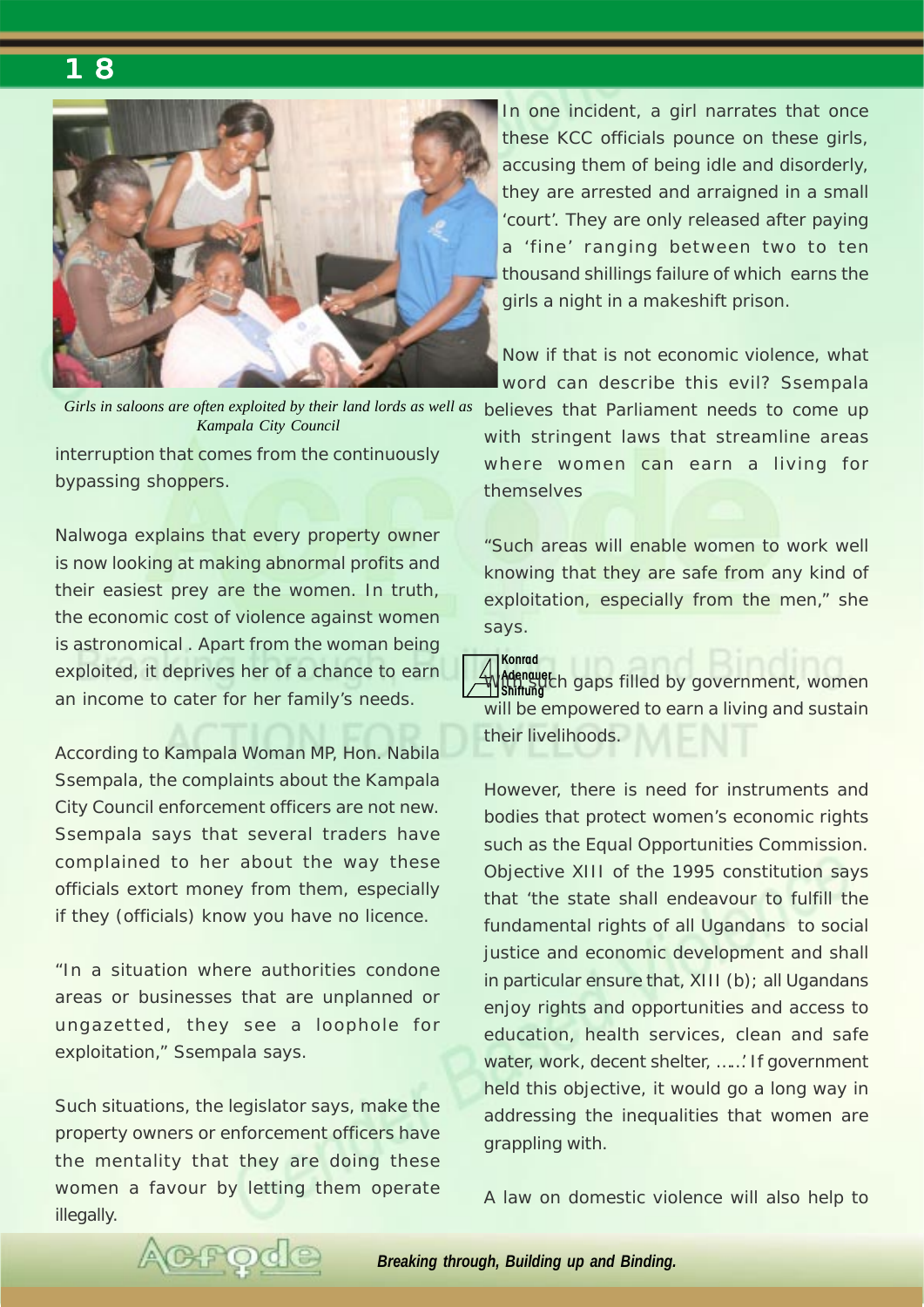Girls in saloons are often exploited by their land lords as well as Kampala City Council

interruption that comes from the continuously bypassing shoppers.

Nalwoga explains that every property owner is now looking at making abnormal profits and their easiest prey are the women. In truth, the economic cost of violence against women is astronomical . Apart from the woman being exploited, it deprives her of a chance to earn an income to cater for her family's needs.

According to Kampala Woman MP, Hon. Nabila Ssempala, the complaints about the Kampala City Council enforcement officers are not new. Ssempala says that several traders have complained to her about the way these officials extort money from them, especially if they (officials) know you have no licence.

"In a situation where authorities condone areas or businesses that are unplanned or ungazetted, they see a loophole for exploitation," Ssempala says.

Such situations, the legislator says, make the property owners or enforcement officers have the mentality that they are doing these women a favour by letting them operate illegally.

In one incident, a girl narrates that once these KCC officials pounce on these girls, accusing them of being idle and disorderly, they are arrested and arraigned in a small 'court'. They are only released after paying a 'fine' ranging between two to ten thousand shillings failure of which earns the girls a night in a makeshift prison.

Now if that is not economic violence, what word can describe this evil? Ssempala believes that Parliament needs to come up with stringent laws that streamline areas where women can earn a living for themselves

"Such areas will enable women to work well knowing that they are safe from any kind of exploitation, especially from the men," she says.

With such gaps filled by government, women will be empowered to earn a living and sustain their livelihoods.

However, there is need for instruments and bodies that protect women's economic rights such as the Equal Opportunities Commission. Objective XIII of the 1995 constitution says that 'the state shall endeavour to fulfill the fundamental rights of all Ugandans to social justice and economic development and shall in particular ensure that, XIII (b); all Ugandans enjoy rights and opportunities and access to education, health services, clean and safe water, work, decent shelter, …...' If government held this objective, it would go a long way in addressing the inequalities that women are grappling with.

A law on domestic violence will also help to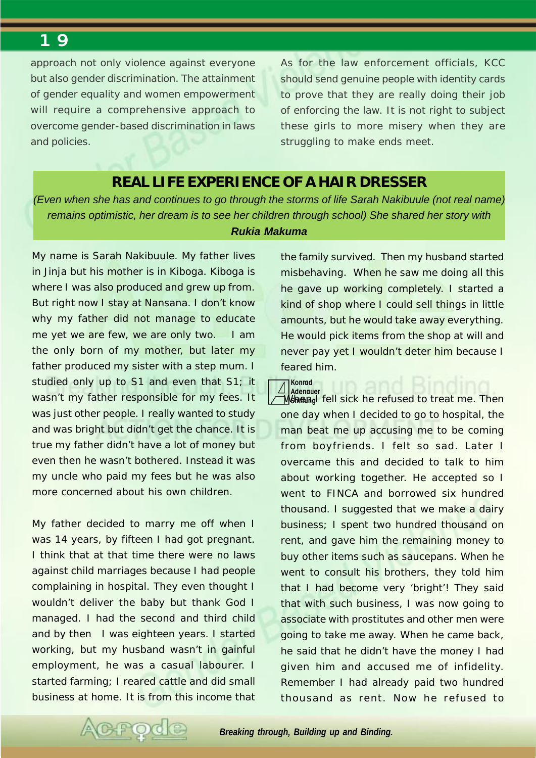approach not only violence against everyone but also gender discrimination. The attainment of gender equality and women empowerment will require a comprehensive approach to overcome gender-based discrimination in laws and policies.

As for the law enforcement officials, KCC should send genuine people with identity cards to prove that they are really doing their job of enforcing the law. It is not right to subject these girls to more misery when they are struggling to make ends meet.

## REAL LIFE EXPERIENCE OF A HAIR DRESSER

*(Even when she has and continues to go through the storms of life Sarah Nakibuule (not real name) remains optimistic, her dream is to see her children through school) She shared her story with* ***Rukia Makuma***

My name is Sarah Nakibuule. My father lives in Jinja but his mother is in Kiboga. Kiboga is where I was also produced and grew up from. But right now I stay at Nansana. I don't know why my father did not manage to educate me yet we are few, we are only two. I am the only born of my mother, but later my father produced my sister with a step mum. I studied only up to S1 and even that S1; it wasn't my father responsible for my fees. It was just other people. I really wanted to study and was bright but didn't get the chance. It is true my father didn't have a lot of money but even then he wasn't bothered. Instead it was my uncle who paid my fees but he was also more concerned about his own children.

My father decided to marry me off when I was 14 years, by fifteen I had got pregnant. I think that at that time there were no laws against child marriages because I had people complaining in hospital. They even thought I wouldn't deliver the baby but thank God I managed. I had the second and third child and by then I was eighteen years. I started working, but my husband wasn't in gainful employment, he was a casual labourer. I started farming; I reared cattle and did small business at home. It is from this income that the family survived. Then my husband started misbehaving. When he saw me doing all this he gave up working completely. I started a kind of shop where I could sell things in little amounts, but he would take away everything. He would pick items from the shop at will and never pay yet I wouldn't deter him because I feared him.

When I fell sick he refused to treat me. Then one day when I decided to go to hospital, the man beat me up accusing me to be coming from boyfriends. I felt so sad. Later I overcame this and decided to talk to him about working together. He accepted so I went to FINCA and borrowed six hundred thousand. I suggested that we make a dairy business; I spent two hundred thousand on rent, and gave him the remaining money to buy other items such as saucepans. When he went to consult his brothers, they told him that I had become very 'bright'! They said that with such business, I was now going to associate with prostitutes and other men were going to take me away. When he came back, he said that he didn't have the money I had given him and accused me of infidelity. Remember I had already paid two hundred thousand as rent. Now he refused to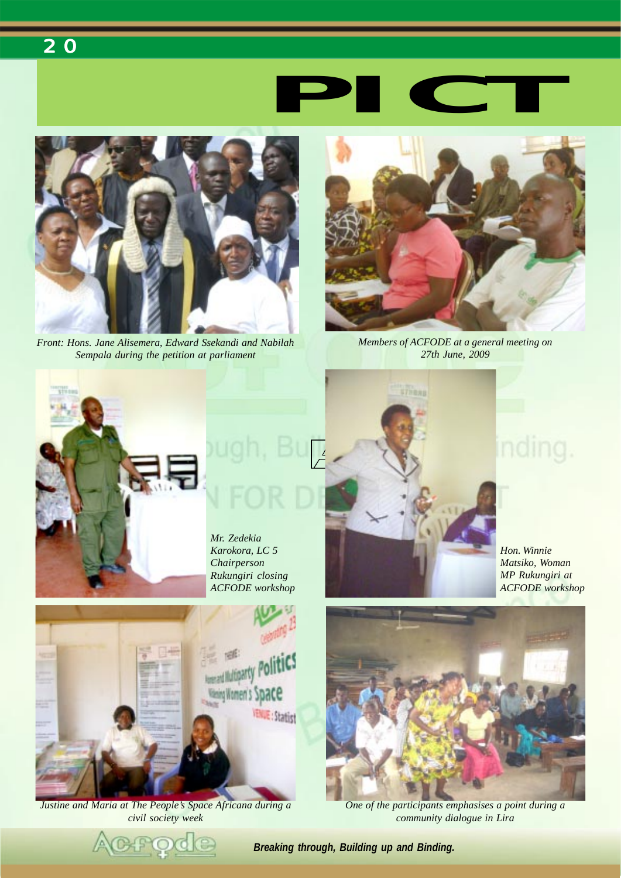# PICT

*Front: Hons. Jane Alisemera, Edward Ssekandi and Nabilah Sempala during the petition at parliament*

*Members of ACFODE at a general meeting on 27th June, 2009*

*Mr. Zedekia Karokora, LC 5 Chairperson Rukungiri closing ACFODE workshop*

*Hon. Winnie Matsiko, Woman MP Rukungiri at ACFODE workshop*

*Justine and Maria at The People's Space Africana during a civil society week*

*One of the participants emphasises a point during a community dialogue in Lira*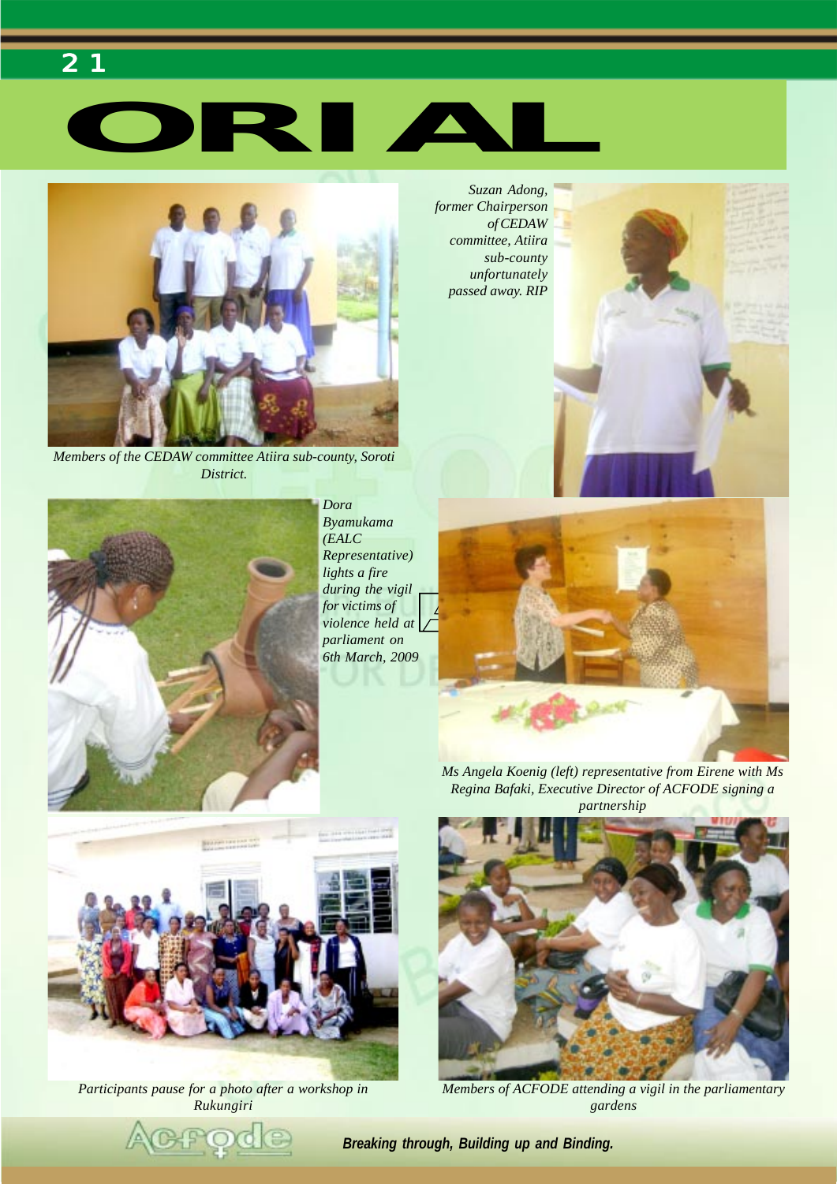# ORIAL

Members of the CEDAW committee Atiira sub-county, Soroti District.

*Suzan Adong, former Chairperson of CEDAW committee, Atiira sub-county unfortunately passed away. RIP*

*Dora Byamukama (EALC Representative) lights a fire during the vigil for victims of violence held at parliament on 6th March, 2009*

*Ms Angela Koenig (left) representative from Eirene with Ms Regina Bafaki, Executive Director of ACFODE signing a partnership*

*Participants pause for a photo after a workshop in Rukungiri*

*Members of ACFODE attending a vigil in the parliamentary gardens*

**Breaking through, Building up and Binding.**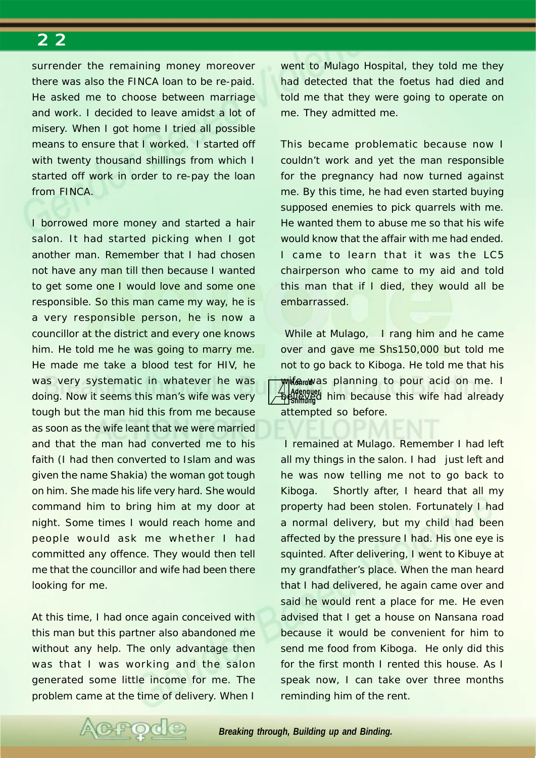surrender the remaining money moreover there was also the FINCA loan to be re-paid. He asked me to choose between marriage and work. I decided to leave amidst a lot of misery. When I got home I tried all possible means to ensure that I worked. I started off with twenty thousand shillings from which I started off work in order to re-pay the loan from FINCA.

I borrowed more money and started a hair salon. It had started picking when I got another man. Remember that I had chosen not have any man till then because I wanted to get some one I would love and some one responsible. So this man came my way, he is a very responsible person, he is now a councillor at the district and every one knows him. He told me he was going to marry me. He made me take a blood test for HIV, he was very systematic in whatever he was doing. Now it seems this man's wife was very tough but the man hid this from me because as soon as the wife leant that we were married and that the man had converted me to his faith (I had then converted to Islam and was given the name Shakia) the woman got tough on him. She made his life very hard. She would command him to bring him at my door at night. Some times I would reach home and people would ask me whether I had committed any offence. They would then tell me that the councillor and wife had been there looking for me.

At this time, I had once again conceived with this man but this partner also abandoned me without any help. The only advantage then was that I was working and the salon generated some little income for me. The problem came at the time of delivery. When I went to Mulago Hospital, they told me they had detected that the foetus had died and told me that they were going to operate on me. They admitted me.

This became problematic because now I couldn't work and yet the man responsible for the pregnancy had now turned against me. By this time, he had even started buying supposed enemies to pick quarrels with me. He wanted them to abuse me so that his wife would know that the affair with me had ended. I came to learn that it was the LC5 chairperson who came to my aid and told this man that if I died, they would all be embarrassed.

While at Mulago, I rang him and he came over and gave me Shs150,000 but told me not to go back to Kiboga. He told me that his wife was planning to pour acid on me. I believed him because this wife had already attempted so before.

I remained at Mulago. Remember I had left all my things in the salon. I had just left and he was now telling me not to go back to Kiboga. Shortly after, I heard that all my property had been stolen. Fortunately I had a normal delivery, but my child had been affected by the pressure I had. His one eye is squinted. After delivering, I went to Kibuye at my grandfather's place. When the man heard that I had delivered, he again came over and said he would rent a place for me. He even advised that I get a house on Nansana road because it would be convenient for him to send me food from Kiboga. He only did this for the first month I rented this house. As I speak now, I can take over three months reminding him of the rent.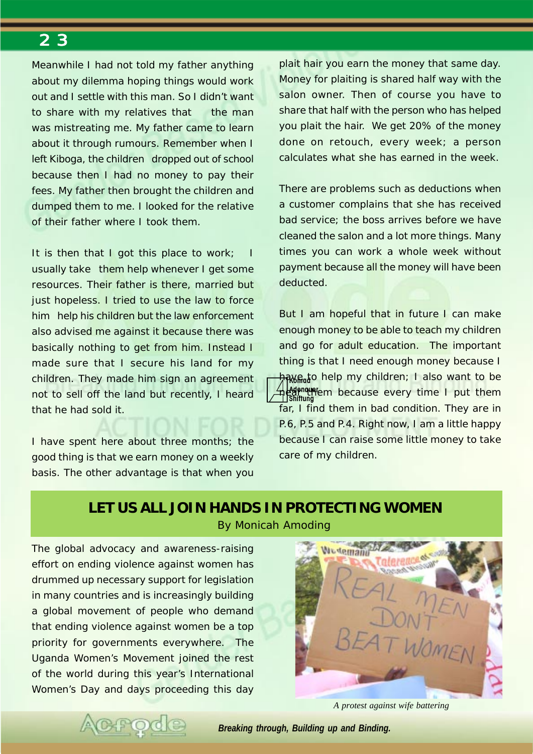Meanwhile I had not told my father anything about my dilemma hoping things would work out and I settle with this man. So I didn't want to share with my relatives that the man was mistreating me. My father came to learn about it through rumours. Remember when I left Kiboga, the children dropped out of school because then I had no money to pay their fees. My father then brought the children and dumped them to me. I looked for the relative of their father where I took them.

It is then that I got this place to work; I usually take them help whenever I get some resources. Their father is there, married but just hopeless. I tried to use the law to force him help his children but the law enforcement also advised me against it because there was basically nothing to get from him. Instead I made sure that I secure his land for my children. They made him sign an agreement not to sell off the land but recently, I heard that he had sold it.

I have spent here about three months; the good thing is that we earn money on a weekly basis. The other advantage is that when you plait hair you earn the money that same day. Money for plaiting is shared half way with the salon owner. Then of course you have to share that half with the person who has helped you plait the hair. We get 20% of the money done on retouch, every week; a person calculates what she has earned in the week.

There are problems such as deductions when a customer complains that she has received bad service; the boss arrives before we have cleaned the salon and a lot more things. Many times you can work a whole week without payment because all the money will have been deducted.

But I am hopeful that in future I can make enough money to be able to teach my children and go for adult education. The important thing is that I need enough money because I have to help my children; I also want to be near them because every time I put them far, I find them in bad condition. They are in P.6, P.5 and P.4. Right now, I am a little happy because I can raise some little money to take care of my children.

## LET US ALL JOIN HANDS IN PROTECTING WOMEN

By Monicah Amoding

The global advocacy and awareness-raising effort on ending violence against women has drummed up necessary support for legislation in many countries and is increasingly building a global movement of people who demand that ending violence against women be a top priority for governments everywhere. The Uganda Women's Movement joined the rest of the world during this year's International Women's Day and days proceeding this day

*A protest against wife battering*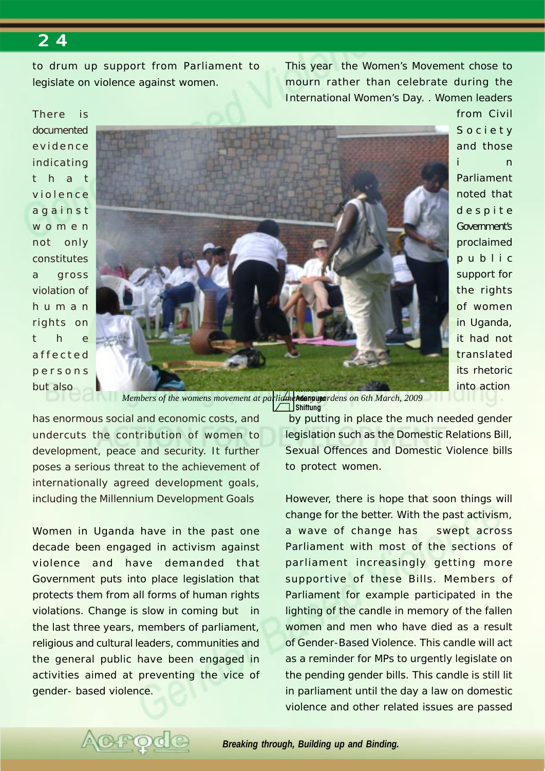to drum up support from Parliament to legislate on violence against women.

There is documented evidence indicating that violence against women not only constitutes a gross violation of human rights on the affected persons but also has enormous social and economic costs, and undercuts the contribution of women to development, peace and security. It further poses a serious threat to the achievement of internationally agreed development goals, including the Millennium Development Goals

*Members of the womens movement at parliament gardens on 6th March, 2009*

Women in Uganda have in the past one decade been engaged in activism against violence and have demanded that Government puts into place legislation that protects them from all forms of human rights violations. Change is slow in coming but in the last three years, members of parliament, religious and cultural leaders, communities and the general public have been engaged in activities aimed at preventing the vice of gender- based violence.

This year the Women's Movement chose to mourn rather than celebrate during the International Women's Day. . Women leaders from Civil Society and those in Parliament noted that despite Government's proclaimed public support for the rights of women in Uganda, it had not translated its rhetoric into action by putting in place the much needed gender legislation such as the Domestic Relations Bill, Sexual Offences and Domestic Violence bills to protect women.

However, there is hope that soon things will change for the better. With the past activism, a wave of change has swept across Parliament with most of the sections of parliament increasingly getting more supportive of these Bills. Members of Parliament for example participated in the lighting of the candle in memory of the fallen women and men who have died as a result of Gender-Based Violence. This candle will act as a reminder for MPs to urgently legislate on the pending gender bills. This candle is still lit in parliament until the day a law on domestic violence and other related issues are passed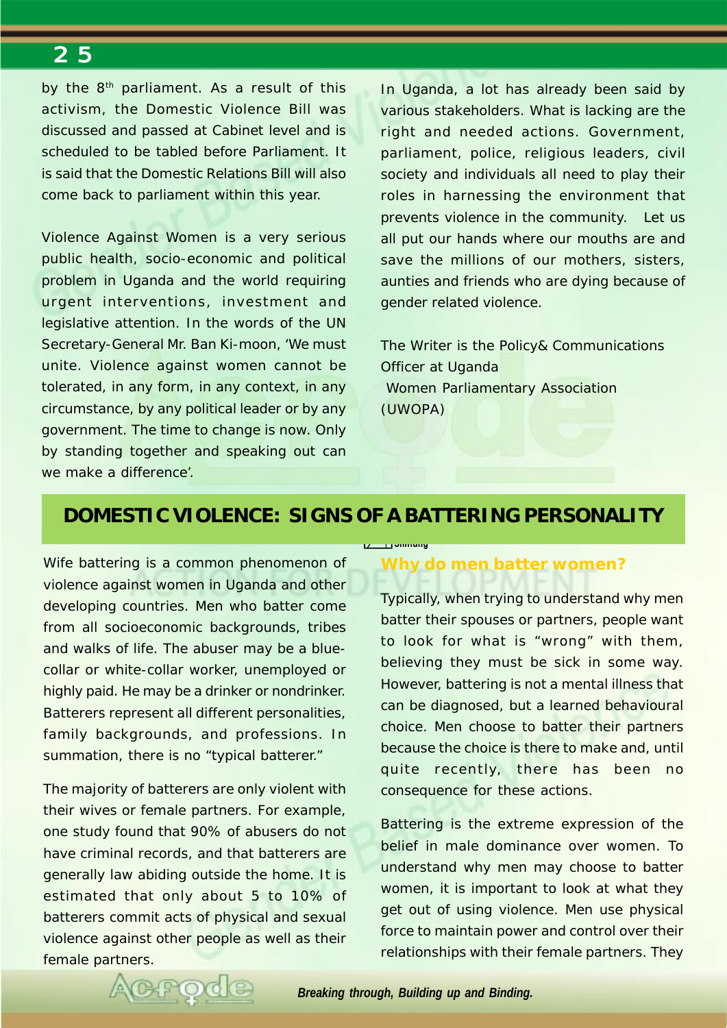by the 8th parliament. As a result of this activism, the Domestic Violence Bill was discussed and passed at Cabinet level and is scheduled to be tabled before Parliament. It is said that the Domestic Relations Bill will also come back to parliament within this year.

Violence Against Women is a very serious public health, socio-economic and political problem in Uganda and the world requiring urgent interventions, investment and legislative attention. In the words of the UN Secretary-General Mr. Ban Ki-moon, 'We must unite. Violence against women cannot be tolerated, in any form, in any context, in any circumstance, by any political leader or by any government. The time to change is now. Only by standing together and speaking out can we make a difference'.

In Uganda, a lot has already been said by various stakeholders. What is lacking are the right and needed actions. Government, parliament, police, religious leaders, civil society and individuals all need to play their roles in harnessing the environment that prevents violence in the community. Let us all put our hands where our mouths are and save the millions of our mothers, sisters, aunties and friends who are dying because of gender related violence.

The Writer is the Policy& Communications Officer at Uganda Women Parliamentary Association (UWOPA)

## DOMESTIC VIOLENCE: SIGNS OF A BATTERING PERSONALITY

Wife battering is a common phenomenon of violence against women in Uganda and other developing countries. Men who batter come from all socioeconomic backgrounds, tribes and walks of life. The abuser may be a blue-collar or white-collar worker, unemployed or highly paid. He may be a drinker or nondrinker. Batterers represent all different personalities, family backgrounds, and professions. In summation, there is no "typical batterer."

The majority of batterers are only violent with their wives or female partners. For example, one study found that 90% of abusers do not have criminal records, and that batterers are generally law abiding outside the home. It is estimated that only about 5 to 10% of batterers commit acts of physical and sexual violence against other people as well as their female partners.

### Why do men batter women?

Typically, when trying to understand why men batter their spouses or partners, people want to look for what is "wrong" with them, believing they must be sick in some way. However, battering is not a mental illness that can be diagnosed, but a learned behavioural choice. Men choose to batter their partners because the choice is there to make and, until quite recently, there has been no consequence for these actions.

Battering is the extreme expression of the belief in male dominance over women. To understand why men may choose to batter women, it is important to look at what they get out of using violence. Men use physical force to maintain power and control over their relationships with their female partners. They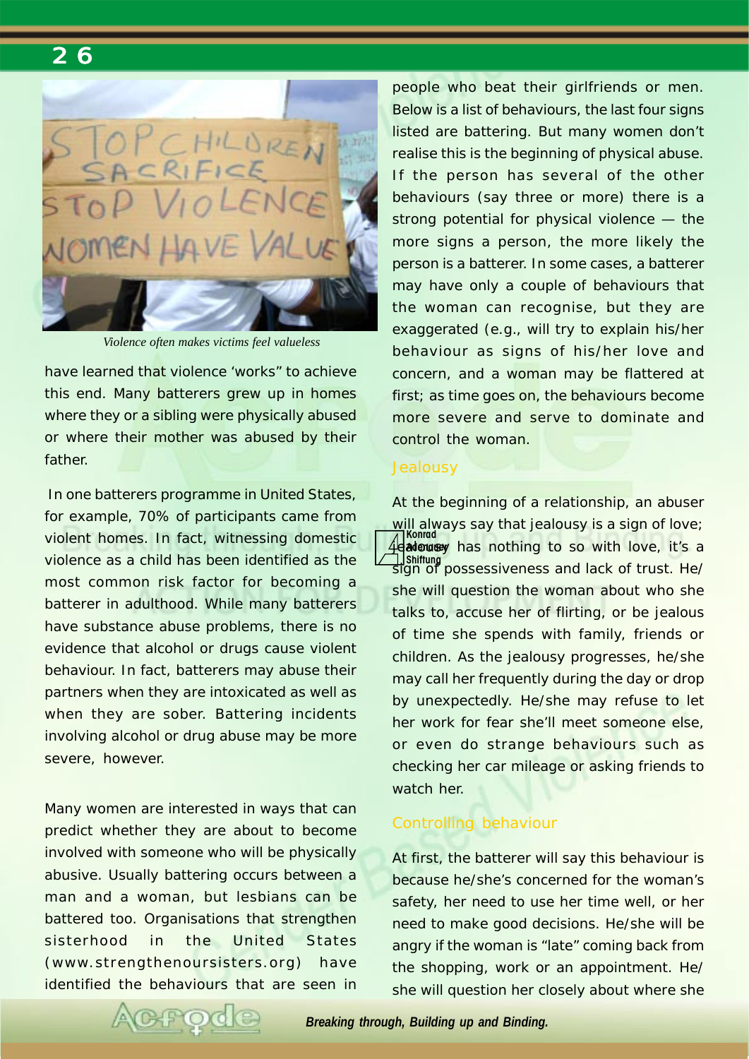*Violence often makes victims feel valueless*

have learned that violence 'works" to achieve this end. Many batterers grew up in homes where they or a sibling were physically abused or where their mother was abused by their father.

In one batterers programme in United States, for example, 70% of participants came from violent homes. In fact, witnessing domestic violence as a child has been identified as the most common risk factor for becoming a batterer in adulthood. While many batterers have substance abuse problems, there is no evidence that alcohol or drugs cause violent behaviour. In fact, batterers may abuse their partners when they are intoxicated as well as when they are sober. Battering incidents involving alcohol or drug abuse may be more severe, however.

Many women are interested in ways that can predict whether they are about to become involved with someone who will be physically abusive. Usually battering occurs between a man and a woman, but lesbians can be battered too. Organisations that strengthen sisterhood in the United States (www.strengthenoursisters.org) have identified the behaviours that are seen in people who beat their girlfriends or men. Below is a list of behaviours, the last four signs listed are battering. But many women don't realise this is the beginning of physical abuse. If the person has several of the other behaviours (say three or more) there is a strong potential for physical violence — the more signs a person, the more likely the person is a batterer. In some cases, a batterer may have only a couple of behaviours that the woman can recognise, but they are exaggerated (e.g., will try to explain his/her behaviour as signs of his/her love and concern, and a woman may be flattered at first; as time goes on, the behaviours become more severe and serve to dominate and control the woman.

## Jealousy

At the beginning of a relationship, an abuser will always say that jealousy is a sign of love; jealousy has nothing to so with love, it's a sign of possessiveness and lack of trust. He/she will question the woman about who she talks to, accuse her of flirting, or be jealous of time she spends with family, friends or children. As the jealousy progresses, he/she may call her frequently during the day or drop by unexpectedly. He/she may refuse to let her work for fear she'll meet someone else, or even do strange behaviours such as checking her car mileage or asking friends to watch her.

## Controlling behaviour

At first, the batterer will say this behaviour is because he/she's concerned for the woman's safety, her need to use her time well, or her need to make good decisions. He/she will be angry if the woman is "late" coming back from the shopping, work or an appointment. He/she will question her closely about where she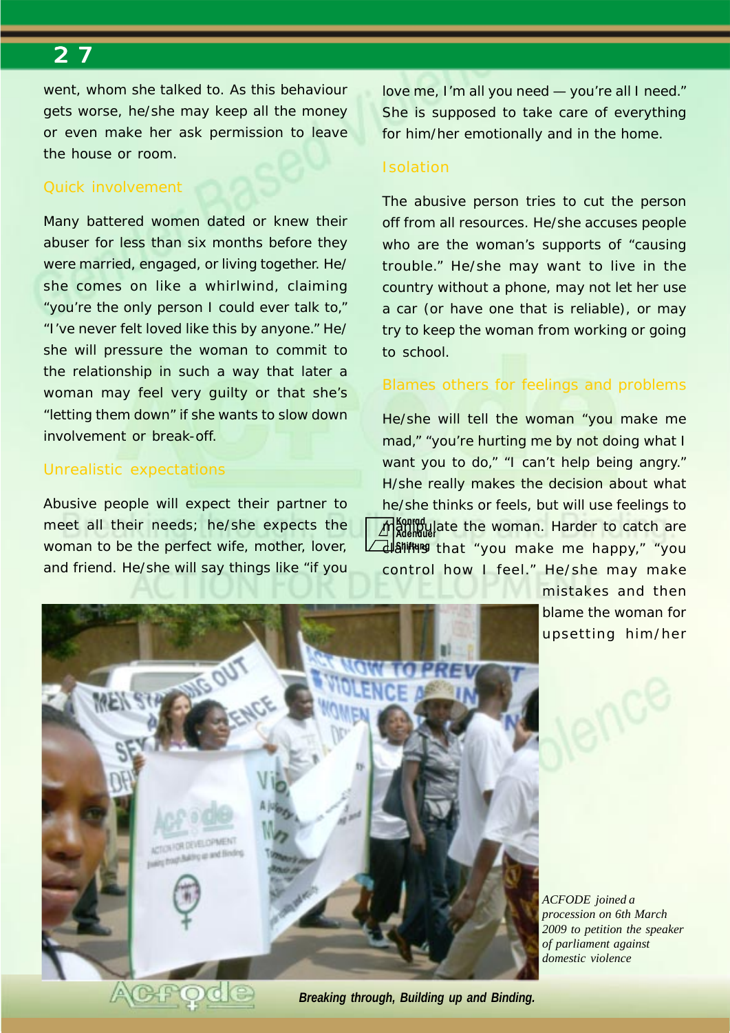went, whom she talked to. As this behaviour gets worse, he/she may keep all the money or even make her ask permission to leave the house or room.

### Quick involvement

Many battered women dated or knew their abuser for less than six months before they were married, engaged, or living together. He/she comes on like a whirlwind, claiming "you're the only person I could ever talk to," "I've never felt loved like this by anyone." He/she will pressure the woman to commit to the relationship in such a way that later a woman may feel very guilty or that she's "letting them down" if she wants to slow down involvement or break-off.

### Unrealistic expectations

Abusive people will expect their partner to meet all their needs; he/she expects the woman to be the perfect wife, mother, lover, and friend. He/She will say things like "if you love me, I'm all you need — you're all I need." She is supposed to take care of everything for him/her emotionally and in the home.

### Isolation

The abusive person tries to cut the person off from all resources. He/she accuses people who are the woman's supports of "causing trouble." He/she may want to live in the country without a phone, may not let her use a car (or have one that is reliable), or may try to keep the woman from working or going to school.

### Blames others for feelings and problems

He/she will tell the woman "you make me mad," "you're hurting me by not doing what I want you to do," "I can't help being angry." H/she really makes the decision about what he/she thinks or feels, but will use feelings to manipulate the woman. Harder to catch are claims that "you make me happy," "you control how I feel." He/she may make mistakes and then blame the woman for upsetting him/her

*ACFODE joined a procession on 6th March 2009 to petition the speaker of parliament against domestic violence*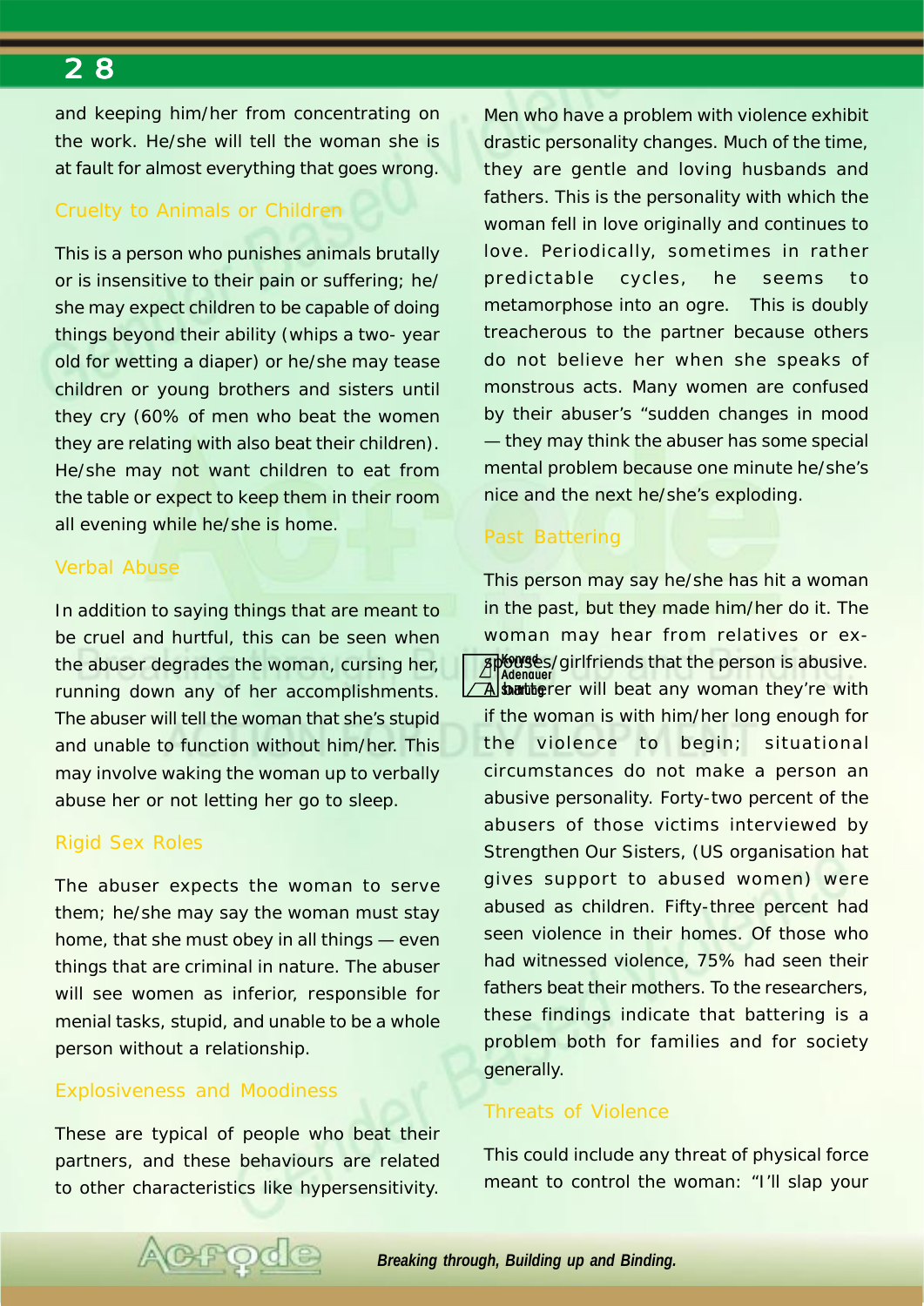and keeping him/her from concentrating on the work. He/she will tell the woman she is at fault for almost everything that goes wrong.

### Cruelty to Animals or Children

This is a person who punishes animals brutally or is insensitive to their pain or suffering; he/she may expect children to be capable of doing things beyond their ability (whips a two- year old for wetting a diaper) or he/she may tease children or young brothers and sisters until they cry (60% of men who beat the women they are relating with also beat their children). He/she may not want children to eat from the table or expect to keep them in their room all evening while he/she is home.

### Verbal Abuse

In addition to saying things that are meant to be cruel and hurtful, this can be seen when the abuser degrades the woman, cursing her, running down any of her accomplishments. The abuser will tell the woman that she's stupid and unable to function without him/her. This may involve waking the woman up to verbally abuse her or not letting her go to sleep.

### Rigid Sex Roles

The abuser expects the woman to serve them; he/she may say the woman must stay home, that she must obey in all things — even things that are criminal in nature. The abuser will see women as inferior, responsible for menial tasks, stupid, and unable to be a whole person without a relationship.

### Explosiveness and Moodiness

These are typical of people who beat their partners, and these behaviours are related to other characteristics like hypersensitivity. Men who have a problem with violence exhibit drastic personality changes. Much of the time, they are gentle and loving husbands and fathers. This is the personality with which the woman fell in love originally and continues to love. Periodically, sometimes in rather predictable cycles, he seems to metamorphose into an ogre. This is doubly treacherous to the partner because others do not believe her when she speaks of monstrous acts. Many women are confused by their abuser's "sudden changes in mood — they may think the abuser has some special mental problem because one minute he/she's nice and the next he/she's exploding.

### Past Battering

This person may say he/she has hit a woman in the past, but they made him/her do it. The woman may hear from relatives or ex-spouses/girlfriends that the person is abusive. A batterer will beat any woman they're with if the woman is with him/her long enough for the violence to begin; situational circumstances do not make a person an abusive personality. Forty-two percent of the abusers of those victims interviewed by Strengthen Our Sisters, (US organisation hat gives support to abused women) were abused as children. Fifty-three percent had seen violence in their homes. Of those who had witnessed violence, 75% had seen their fathers beat their mothers. To the researchers, these findings indicate that battering is a problem both for families and for society generally.

### Threats of Violence

This could include any threat of physical force meant to control the woman: "I'll slap your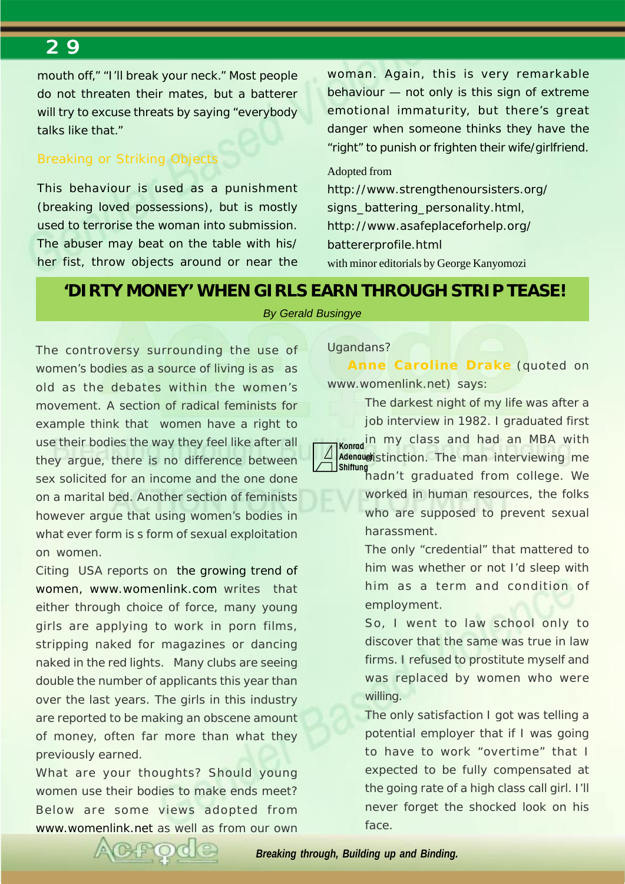mouth off," "I'll break your neck." Most people do not threaten their mates, but a batterer will try to excuse threats by saying "everybody talks like that."

### Breaking or Striking Objects

This behaviour is used as a punishment (breaking loved possessions), but is mostly used to terrorise the woman into submission. The abuser may beat on the table with his/her fist, throw objects around or near the woman. Again, this is very remarkable behaviour — not only is this sign of extreme emotional immaturity, but there's great danger when someone thinks they have the "right" to punish or frighten their wife/girlfriend.

Adopted from http://www.strengthenoursisters.org/signs_battering_personality.html, http://www.asafeplaceforhelp.org/battererprofile.html with minor editorials by George Kanyomozi

## 'DIRTY MONEY' WHEN GIRLS EARN THROUGH STRIP TEASE!

*By Gerald Busingye*

The controversy surrounding the use of women's bodies as a source of living is as as old as the debates within the women's movement. A section of radical feminists for example think that women have a right to use their bodies the way they feel like after all they argue, there is no difference between sex solicited for an income and the one done on a marital bed. Another section of feminists however argue that using women's bodies in what ever form is s form of sexual exploitation on women.

Citing USA reports on the growing trend of women, www.womenlink.com writes that either through choice of force, many young girls are applying to work in porn films, stripping naked for magazines or dancing naked in the red lights. Many clubs are seeing double the number of applicants this year than over the last years. The girls in this industry are reported to be making an obscene amount of money, often far more than what they previously earned.

What are your thoughts? Should young women use their bodies to make ends meet? Below are some views adopted from www.womenlink.net as well as from our own Ugandans?

**Anne Caroline Drake** (quoted on www.womenlink.net) says:

> The darkest night of my life was after a job interview in 1982. I graduated first in my class and had an MBA with distinction. The man interviewing me hadn't graduated from college. We worked in human resources, the folks who are supposed to prevent sexual harassment.
>
> The only "credential" that mattered to him was whether or not I'd sleep with him as a term and condition of employment.
>
> So, I went to law school only to discover that the same was true in law firms. I refused to prostitute myself and was replaced by women who were willing.
>
> The only satisfaction I got was telling a potential employer that if I was going to have to work "overtime" that I expected to be fully compensated at the going rate of a high class call girl. I'll never forget the shocked look on his face.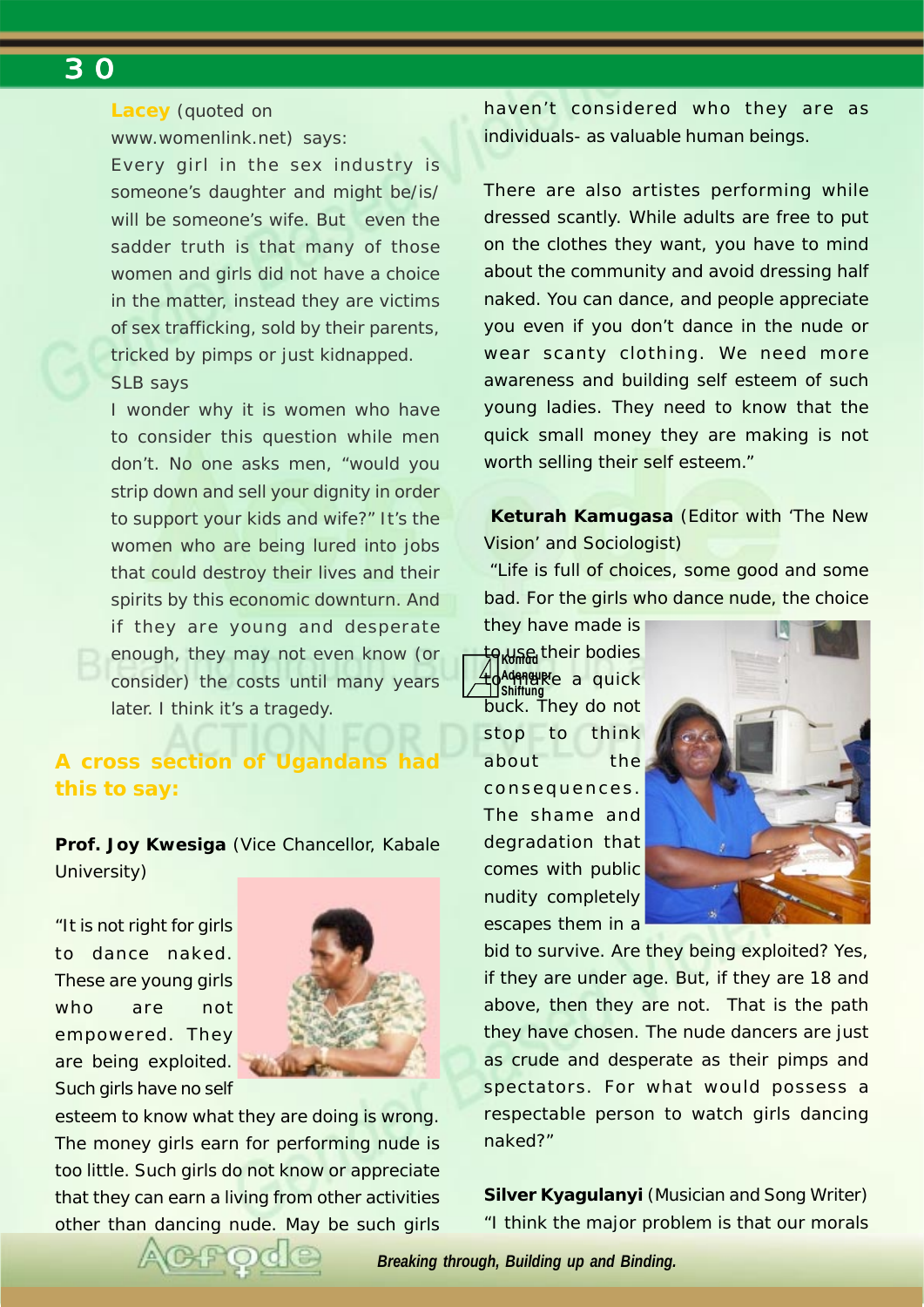**Lacey** (quoted on www.womenlink.net) says:

Every girl in the sex industry is someone's daughter and might be/is/ will be someone's wife. But even the sadder truth is that many of those women and girls did not have a choice in the matter, instead they are victims of sex trafficking, sold by their parents, tricked by pimps or just kidnapped.

SLB says

I wonder why it is women who have to consider this question while men don't. No one asks men, "would you strip down and sell your dignity in order to support your kids and wife?" It's the women who are being lured into jobs that could destroy their lives and their spirits by this economic downturn. And if they are young and desperate enough, they may not even know (or consider) the costs until many years later. I think it's a tragedy.

## A cross section of Ugandans had this to say:

**Prof. Joy Kwesiga** (Vice Chancellor, Kabale University)

"It is not right for girls to dance naked. These are young girls who are not empowered. They are being exploited. Such girls have no self esteem to know what they are doing is wrong. The money girls earn for performing nude is too little. Such girls do not know or appreciate that they can earn a living from other activities other than dancing nude. May be such girls haven't considered who they are as individuals- as valuable human beings.

There are also artistes performing while dressed scantly. While adults are free to put on the clothes they want, you have to mind about the community and avoid dressing half naked. You can dance, and people appreciate you even if you don't dance in the nude or wear scanty clothing. We need more awareness and building self esteem of such young ladies. They need to know that the quick small money they are making is not worth selling their self esteem."

**Keturah Kamugasa** (Editor with 'The New Vision' and Sociologist)

"Life is full of choices, some good and some bad. For the girls who dance nude, the choice they have made is to use their bodies to make a quick buck. They do not stop to think about the consequences. The shame and degradation that comes with public nudity completely escapes them in a bid to survive. Are they being exploited? Yes, if they are under age. But, if they are 18 and above, then they are not. That is the path they have chosen. The nude dancers are just as crude and desperate as their pimps and spectators. For what would possess a respectable person to watch girls dancing naked?"

**Silver Kyagulanyi** (Musician and Song Writer)

"I think the major problem is that our morals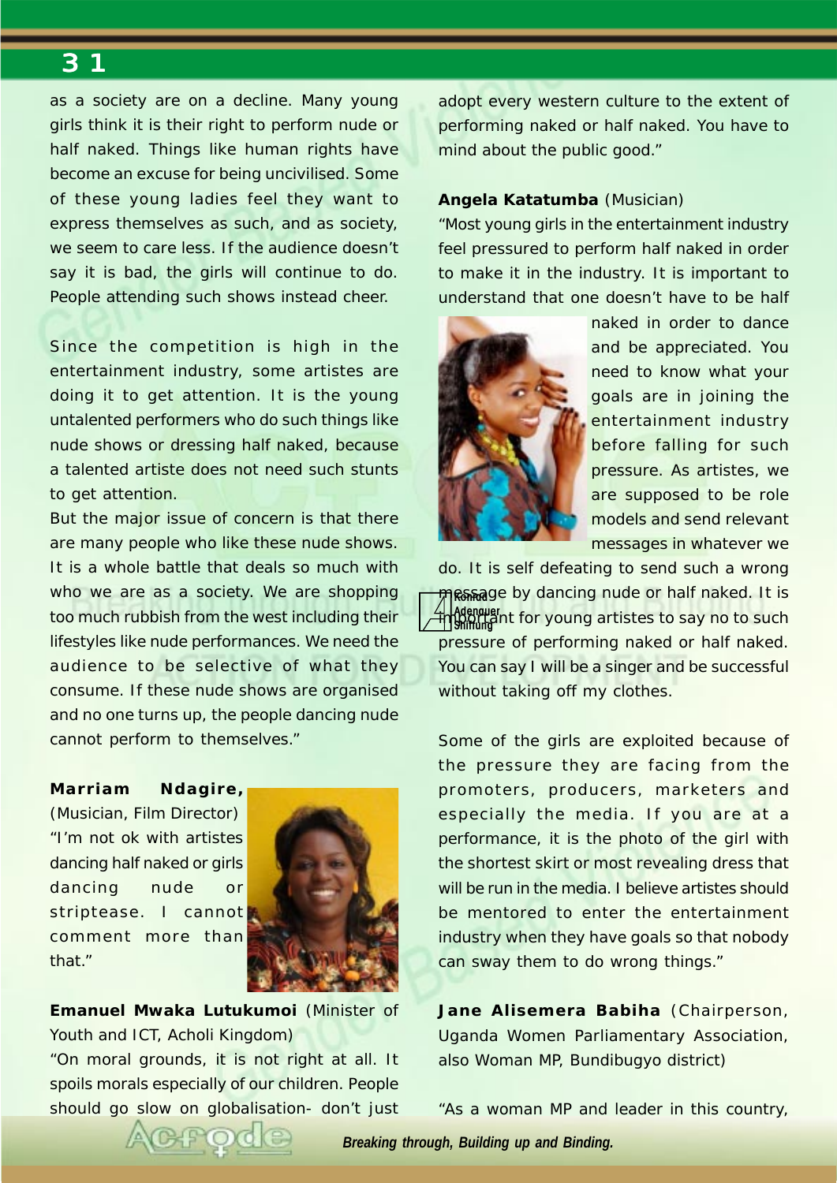as a society are on a decline. Many young girls think it is their right to perform nude or half naked. Things like human rights have become an excuse for being uncivilised. Some of these young ladies feel they want to express themselves as such, and as society, we seem to care less. If the audience doesn't say it is bad, the girls will continue to do. People attending such shows instead cheer.

Since the competition is high in the entertainment industry, some artistes are doing it to get attention. It is the young untalented performers who do such things like nude shows or dressing half naked, because a talented artiste does not need such stunts to get attention.

But the major issue of concern is that there are many people who like these nude shows. It is a whole battle that deals so much with who we are as a society. We are shopping too much rubbish from the west including their lifestyles like nude performances. We need the audience to be selective of what they consume. If these nude shows are organised and no one turns up, the people dancing nude cannot perform to themselves."

**Marriam Ndagire,** (Musician, Film Director)

"I'm not ok with artistes dancing half naked or girls dancing nude or striptease. I cannot comment more than that."

**Emanuel Mwaka Lutukumoi** (Minister of Youth and ICT, Acholi Kingdom)

"On moral grounds, it is not right at all. It spoils morals especially of our children. People should go slow on globalisation- don't just adopt every western culture to the extent of performing naked or half naked. You have to mind about the public good."

**Angela Katatumba** (Musician)

"Most young girls in the entertainment industry feel pressured to perform half naked in order to make it in the industry. It is important to understand that one doesn't have to be half naked in order to dance and be appreciated. You need to know what your goals are in joining the entertainment industry before falling for such pressure. As artistes, we are supposed to be role models and send relevant messages in whatever we do. It is self defeating to send such a wrong message by dancing nude or half naked. It is important for young artistes to say no to such pressure of performing naked or half naked. You can say I will be a singer and be successful without taking off my clothes.

Some of the girls are exploited because of the pressure they are facing from the promoters, producers, marketers and especially the media. If you are at a performance, it is the photo of the girl with the shortest skirt or most revealing dress that will be run in the media. I believe artistes should be mentored to enter the entertainment industry when they have goals so that nobody can sway them to do wrong things."

**Jane Alisemera Babiha** (Chairperson, Uganda Women Parliamentary Association, also Woman MP, Bundibugyo district)

"As a woman MP and leader in this country,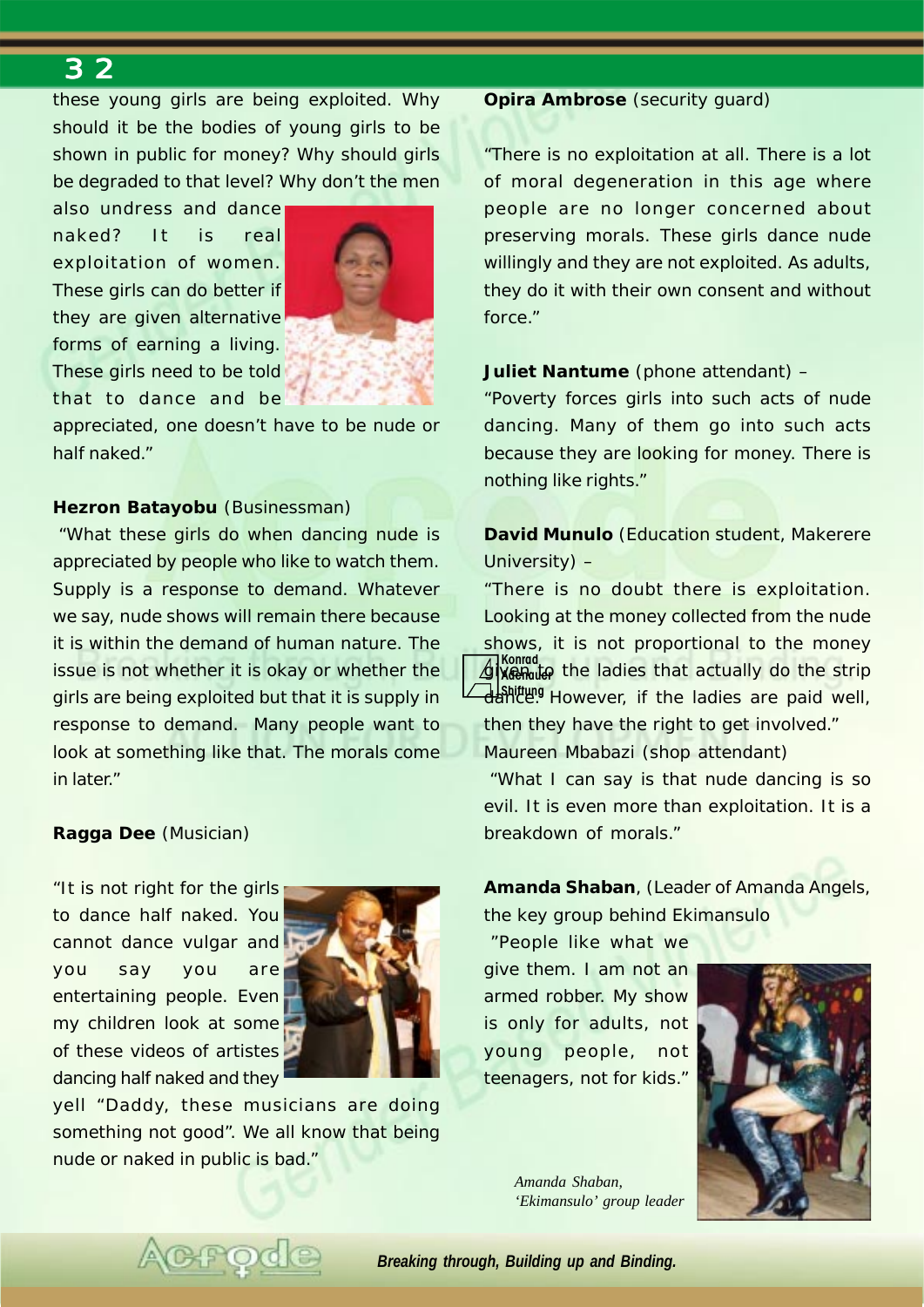these young girls are being exploited. Why should it be the bodies of young girls to be shown in public for money? Why should girls be degraded to that level? Why don't the men also undress and dance naked? It is real exploitation of women. These girls can do better if they are given alternative forms of earning a living. These girls need to be told that to dance and be appreciated, one doesn't have to be nude or half naked."

**Hezron Batayobu** (Businessman)

"What these girls do when dancing nude is appreciated by people who like to watch them. Supply is a response to demand. Whatever we say, nude shows will remain there because it is within the demand of human nature. The issue is not whether it is okay or whether the girls are being exploited but that it is supply in response to demand. Many people want to look at something like that. The morals come in later."

**Ragga Dee** (Musician)

"It is not right for the girls to dance half naked. You cannot dance vulgar and you say you are entertaining people. Even my children look at some of these videos of artistes dancing half naked and they yell "Daddy, these musicians are doing something not good". We all know that being nude or naked in public is bad."

**Opira Ambrose** (security guard)

"There is no exploitation at all. There is a lot of moral degeneration in this age where people are no longer concerned about preserving morals. These girls dance nude willingly and they are not exploited. As adults, they do it with their own consent and without force."

**Juliet Nantume** (phone attendant) –

"Poverty forces girls into such acts of nude dancing. Many of them go into such acts because they are looking for money. There is nothing like rights."

**David Munulo** (Education student, Makerere University) –

"There is no doubt there is exploitation. Looking at the money collected from the nude shows, it is not proportional to the money given to the ladies that actually do the strip dance. However, if the ladies are paid well, then they have the right to get involved."

Maureen Mbabazi (shop attendant)

"What I can say is that nude dancing is so evil. It is even more than exploitation. It is a breakdown of morals."

**Amanda Shaban**, (Leader of Amanda Angels, the key group behind Ekimansulo

"People like what we give them. I am not an armed robber. My show is only for adults, not young people, not teenagers, not for kids."

*Amanda Shaban, 'Ekimansulo' group leader*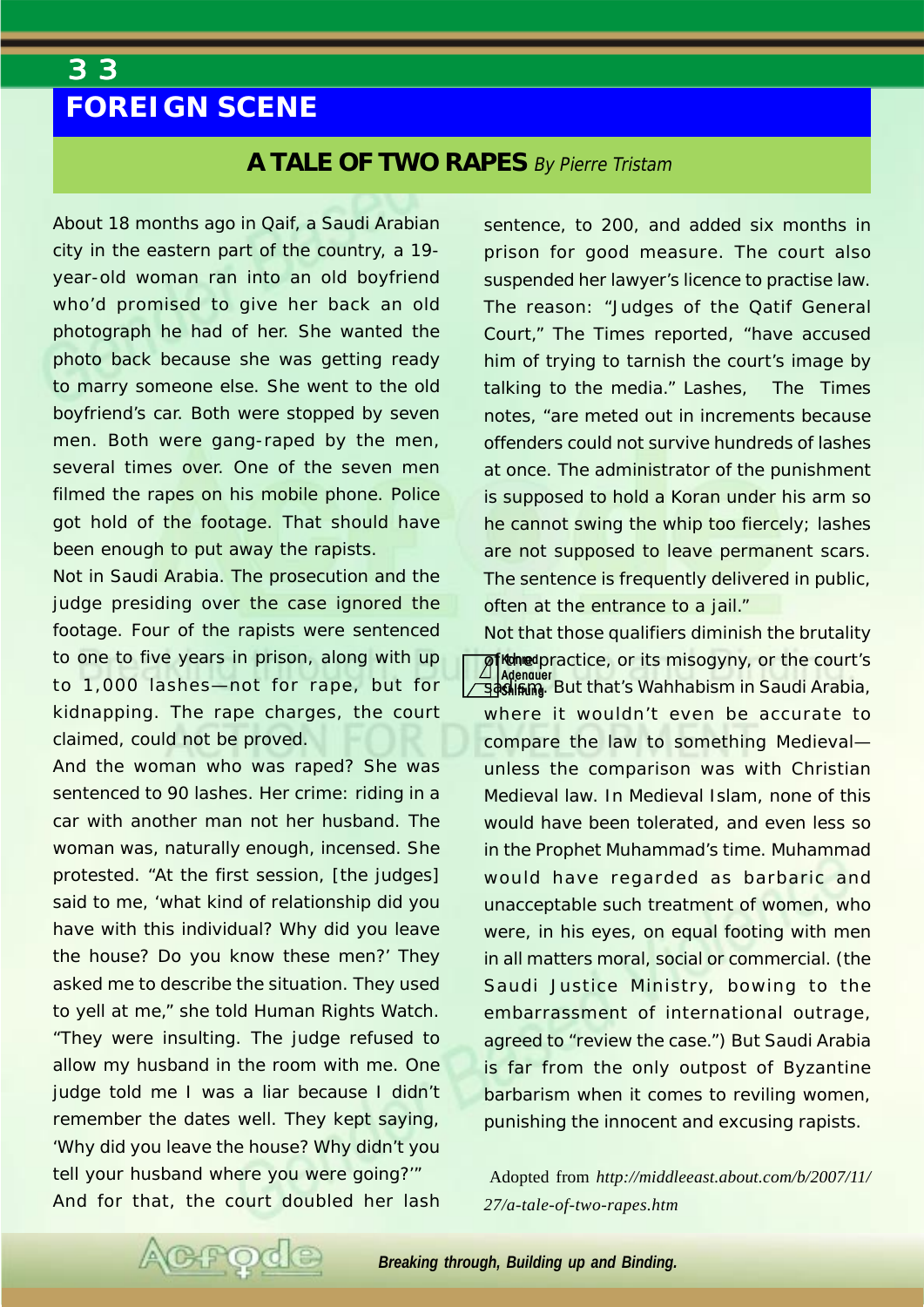## FOREIGN SCENE

### A TALE OF TWO RAPES *By Pierre Tristam*

About 18 months ago in Qaif, a Saudi Arabian city in the eastern part of the country, a 19-year-old woman ran into an old boyfriend who'd promised to give her back an old photograph he had of her. She wanted the photo back because she was getting ready to marry someone else. She went to the old boyfriend's car. Both were stopped by seven men. Both were gang-raped by the men, several times over. One of the seven men filmed the rapes on his mobile phone. Police got hold of the footage. That should have been enough to put away the rapists.

Not in Saudi Arabia. The prosecution and the judge presiding over the case ignored the footage. Four of the rapists were sentenced to one to five years in prison, along with up to 1,000 lashes—not for rape, but for kidnapping. The rape charges, the court claimed, could not be proved.

And the woman who was raped? She was sentenced to 90 lashes. Her crime: riding in a car with another man not her husband. The woman was, naturally enough, incensed. She protested. "At the first session, [the judges] said to me, 'what kind of relationship did you have with this individual? Why did you leave the house? Do you know these men?' They asked me to describe the situation. They used to yell at me," she told Human Rights Watch. "They were insulting. The judge refused to allow my husband in the room with me. One judge told me I was a liar because I didn't remember the dates well. They kept saying, 'Why did you leave the house? Why didn't you tell your husband where you were going?'"

And for that, the court doubled her lash sentence, to 200, and added six months in prison for good measure. The court also suspended her lawyer's licence to practise law. The reason: "Judges of the Qatif General Court," The Times reported, "have accused him of trying to tarnish the court's image by talking to the media." Lashes, The Times notes, "are meted out in increments because offenders could not survive hundreds of lashes at once. The administrator of the punishment is supposed to hold a Koran under his arm so he cannot swing the whip too fiercely; lashes are not supposed to leave permanent scars. The sentence is frequently delivered in public, often at the entrance to a jail."

Not that those qualifiers diminish the brutality of the practice, or its misogyny, or the court's sadism. But that's Wahhabism in Saudi Arabia, where it wouldn't even be accurate to compare the law to something Medieval—unless the comparison was with Christian Medieval law. In Medieval Islam, none of this would have been tolerated, and even less so in the Prophet Muhammad's time. Muhammad would have regarded as barbaric and unacceptable such treatment of women, who were, in his eyes, on equal footing with men in all matters moral, social or commercial. (the Saudi Justice Ministry, bowing to the embarrassment of international outrage, agreed to "review the case.") But Saudi Arabia is far from the only outpost of Byzantine barbarism when it comes to reviling women, punishing the innocent and excusing rapists.

Adopted from *http://middleeast.about.com/b/2007/11/27/a-tale-of-two-rapes.htm*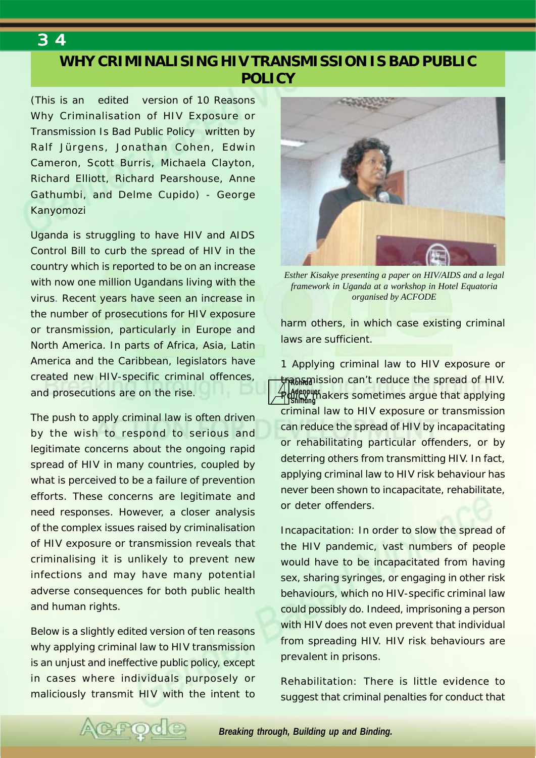# WHY CRIMINALISING HIV TRANSMISSION IS BAD PUBLIC POLICY

(This is an edited version of 10 Reasons Why Criminalisation of HIV Exposure or Transmission Is Bad Public Policy written by Ralf Jürgens, Jonathan Cohen, Edwin Cameron, Scott Burris, Michaela Clayton, Richard Elliott, Richard Pearshouse, Anne Gathumbi, and Delme Cupido) - George Kanyomozi

Uganda is struggling to have HIV and AIDS Control Bill to curb the spread of HIV in the country which is reported to be on an increase with now one million Ugandans living with the virus. Recent years have seen an increase in the number of prosecutions for HIV exposure or transmission, particularly in Europe and North America. In parts of Africa, Asia, Latin America and the Caribbean, legislators have created new HIV-specific criminal offences, and prosecutions are on the rise.

The push to apply criminal law is often driven by the wish to respond to serious and legitimate concerns about the ongoing rapid spread of HIV in many countries, coupled by what is perceived to be a failure of prevention efforts. These concerns are legitimate and need responses. However, a closer analysis of the complex issues raised by criminalisation of HIV exposure or transmission reveals that criminalising it is unlikely to prevent new infections and may have many potential adverse consequences for both public health and human rights.

Below is a slightly edited version of ten reasons why applying criminal law to HIV transmission is an unjust and ineffective public policy, except in cases where individuals purposely or maliciously transmit HIV with the intent to harm others, in which case existing criminal laws are sufficient.

*Esther Kisakye presenting a paper on HIV/AIDS and a legal framework in Uganda at a workshop in Hotel Equatoria organised by ACFODE*

1 Applying criminal law to HIV exposure or transmission can't reduce the spread of HIV. Policy makers sometimes argue that applying criminal law to HIV exposure or transmission can reduce the spread of HIV by incapacitating or rehabilitating particular offenders, or by deterring others from transmitting HIV. In fact, applying criminal law to HIV risk behaviour has never been shown to incapacitate, rehabilitate, or deter offenders.

Incapacitation: In order to slow the spread of the HIV pandemic, vast numbers of people would have to be incapacitated from having sex, sharing syringes, or engaging in other risk behaviours, which no HIV-specific criminal law could possibly do. Indeed, imprisoning a person with HIV does not even prevent that individual from spreading HIV. HIV risk behaviours are prevalent in prisons.

Rehabilitation: There is little evidence to suggest that criminal penalties for conduct that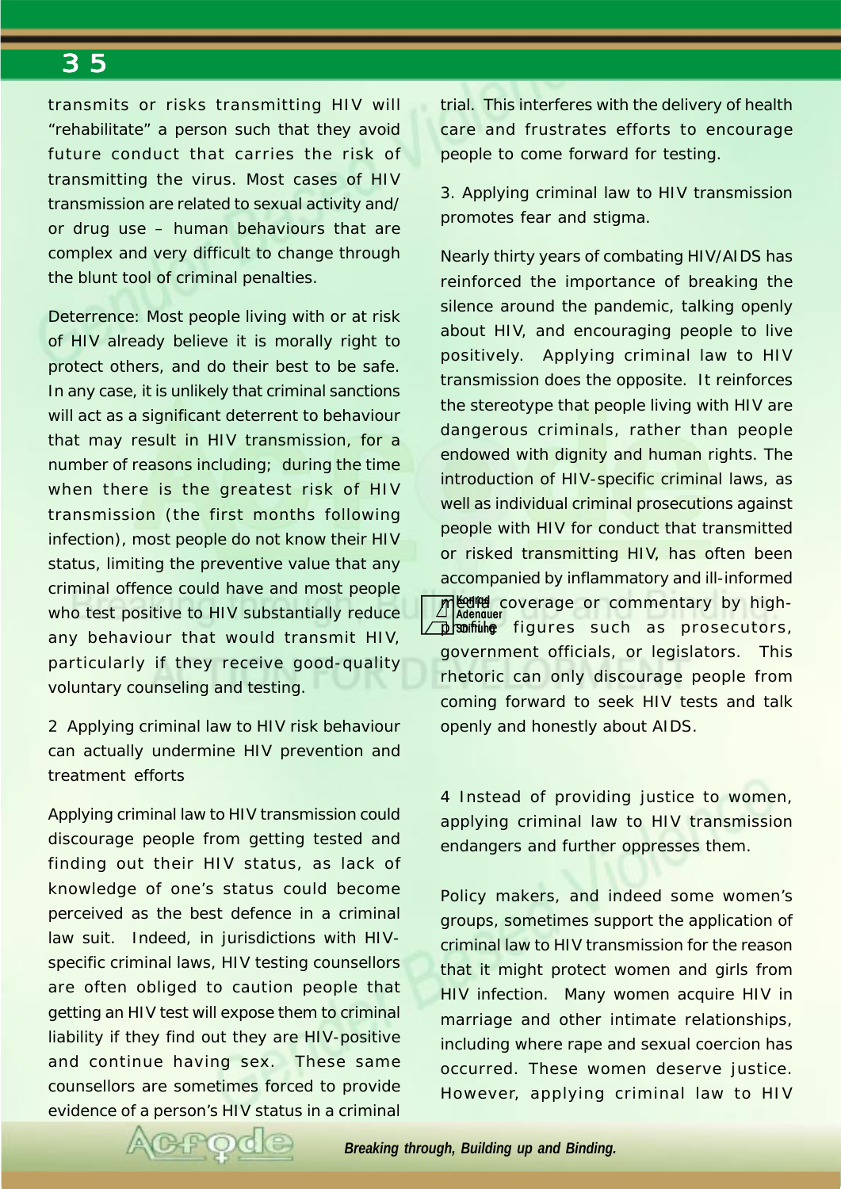transmits or risks transmitting HIV will "rehabilitate" a person such that they avoid future conduct that carries the risk of transmitting the virus. Most cases of HIV transmission are related to sexual activity and/or drug use – human behaviours that are complex and very difficult to change through the blunt tool of criminal penalties.

Deterrence: Most people living with or at risk of HIV already believe it is morally right to protect others, and do their best to be safe. In any case, it is unlikely that criminal sanctions will act as a significant deterrent to behaviour that may result in HIV transmission, for a number of reasons including; during the time when there is the greatest risk of HIV transmission (the first months following infection), most people do not know their HIV status, limiting the preventive value that any criminal offence could have and most people who test positive to HIV substantially reduce any behaviour that would transmit HIV, particularly if they receive good-quality voluntary counseling and testing.

2 Applying criminal law to HIV risk behaviour can actually undermine HIV prevention and treatment efforts

Applying criminal law to HIV transmission could discourage people from getting tested and finding out their HIV status, as lack of knowledge of one's status could become perceived as the best defence in a criminal law suit. Indeed, in jurisdictions with HIV-specific criminal laws, HIV testing counsellors are often obliged to caution people that getting an HIV test will expose them to criminal liability if they find out they are HIV-positive and continue having sex. These same counsellors are sometimes forced to provide evidence of a person's HIV status in a criminal trial. This interferes with the delivery of health care and frustrates efforts to encourage people to come forward for testing.

3. Applying criminal law to HIV transmission promotes fear and stigma.

Nearly thirty years of combating HIV/AIDS has reinforced the importance of breaking the silence around the pandemic, talking openly about HIV, and encouraging people to live positively. Applying criminal law to HIV transmission does the opposite. It reinforces the stereotype that people living with HIV are dangerous criminals, rather than people endowed with dignity and human rights. The introduction of HIV-specific criminal laws, as well as individual criminal prosecutions against people with HIV for conduct that transmitted or risked transmitting HIV, has often been accompanied by inflammatory and ill-informed media coverage or commentary by high-profile figures such as prosecutors, government officials, or legislators. This rhetoric can only discourage people from coming forward to seek HIV tests and talk openly and honestly about AIDS.

4 Instead of providing justice to women, applying criminal law to HIV transmission endangers and further oppresses them.

Policy makers, and indeed some women's groups, sometimes support the application of criminal law to HIV transmission for the reason that it might protect women and girls from HIV infection. Many women acquire HIV in marriage and other intimate relationships, including where rape and sexual coercion has occurred. These women deserve justice. However, applying criminal law to HIV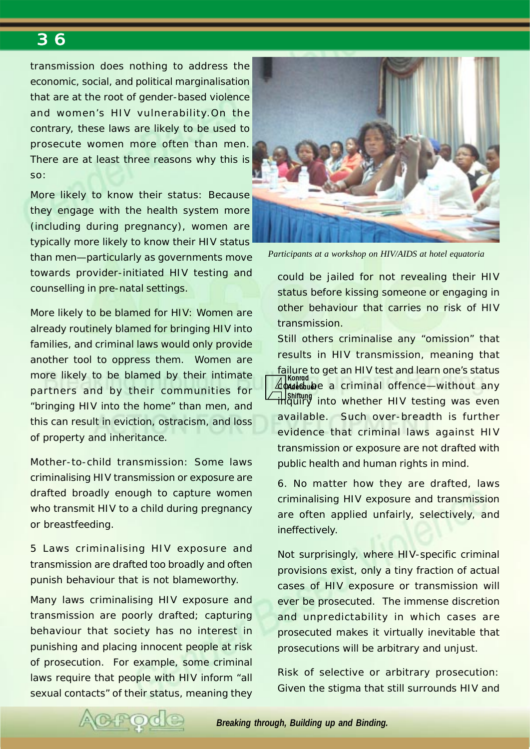transmission does nothing to address the economic, social, and political marginalisation that are at the root of gender-based violence and women's HIV vulnerability.On the contrary, these laws are likely to be used to prosecute women more often than men. There are at least three reasons why this is so:

More likely to know their status: Because they engage with the health system more (including during pregnancy), women are typically more likely to know their HIV status than men—particularly as governments move towards provider-initiated HIV testing and counselling in pre-natal settings.

More likely to be blamed for HIV: Women are already routinely blamed for bringing HIV into families, and criminal laws would only provide another tool to oppress them. Women are more likely to be blamed by their intimate partners and by their communities for "bringing HIV into the home" than men, and this can result in eviction, ostracism, and loss of property and inheritance.

Mother-to-child transmission: Some laws criminalising HIV transmission or exposure are drafted broadly enough to capture women who transmit HIV to a child during pregnancy or breastfeeding.

5 Laws criminalising HIV exposure and transmission are drafted too broadly and often punish behaviour that is not blameworthy.

Many laws criminalising HIV exposure and transmission are poorly drafted; capturing behaviour that society has no interest in punishing and placing innocent people at risk of prosecution. For example, some criminal laws require that people with HIV inform "all sexual contacts" of their status, meaning they could be jailed for not revealing their HIV status before kissing someone or engaging in other behaviour that carries no risk of HIV transmission.

*Participants at a workshop on HIV/AIDS at hotel equatoria*

Still others criminalise any "omission" that results in HIV transmission, meaning that failure to get an HIV test and learn one's status could be a criminal offence—without any inquiry into whether HIV testing was even available. Such over-breadth is further evidence that criminal laws against HIV transmission or exposure are not drafted with public health and human rights in mind.

6. No matter how they are drafted, laws criminalising HIV exposure and transmission are often applied unfairly, selectively, and ineffectively.

Not surprisingly, where HIV-specific criminal provisions exist, only a tiny fraction of actual cases of HIV exposure or transmission will ever be prosecuted. The immense discretion and unpredictability in which cases are prosecuted makes it virtually inevitable that prosecutions will be arbitrary and unjust.

Risk of selective or arbitrary prosecution: Given the stigma that still surrounds HIV and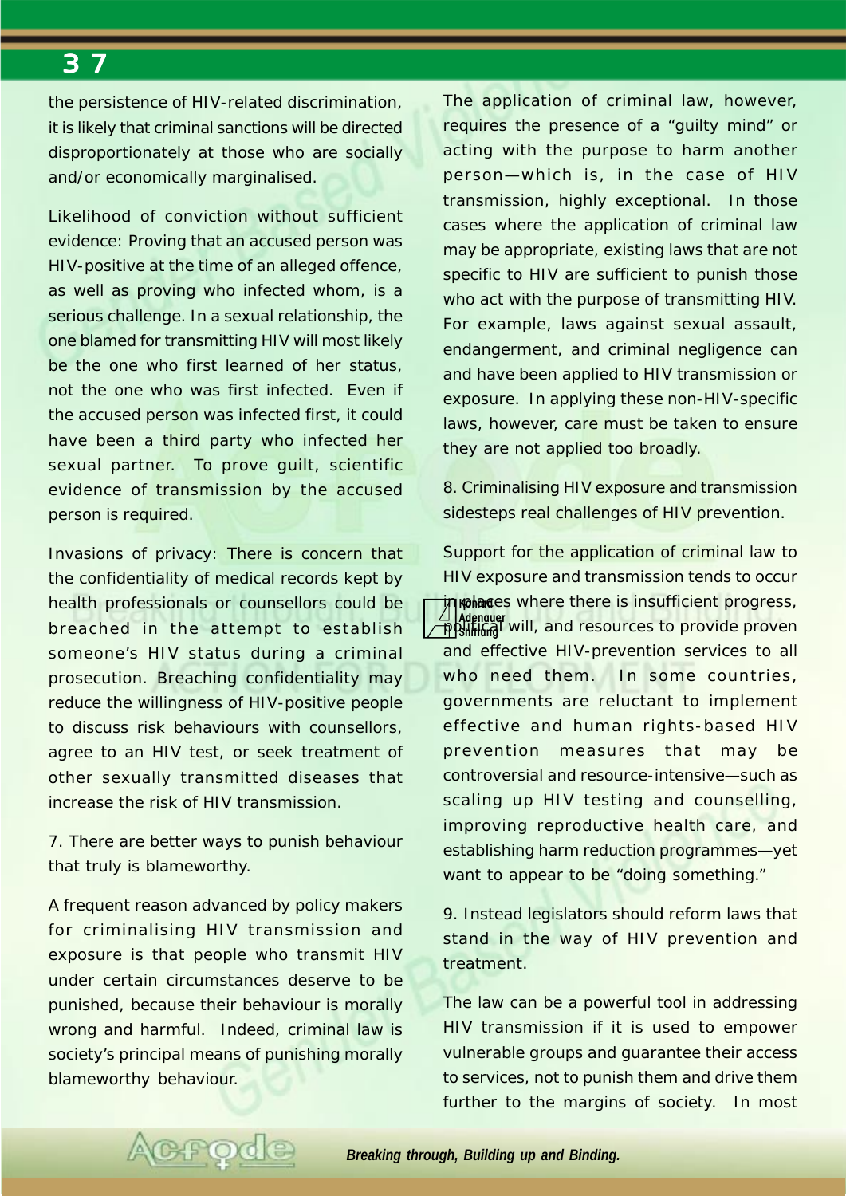the persistence of HIV-related discrimination, it is likely that criminal sanctions will be directed disproportionately at those who are socially and/or economically marginalised.

Likelihood of conviction without sufficient evidence: Proving that an accused person was HIV-positive at the time of an alleged offence, as well as proving who infected whom, is a serious challenge. In a sexual relationship, the one blamed for transmitting HIV will most likely be the one who first learned of her status, not the one who was first infected. Even if the accused person was infected first, it could have been a third party who infected her sexual partner. To prove guilt, scientific evidence of transmission by the accused person is required.

Invasions of privacy: There is concern that the confidentiality of medical records kept by health professionals or counsellors could be breached in the attempt to establish someone's HIV status during a criminal prosecution. Breaching confidentiality may reduce the willingness of HIV-positive people to discuss risk behaviours with counsellors, agree to an HIV test, or seek treatment of other sexually transmitted diseases that increase the risk of HIV transmission.

7. There are better ways to punish behaviour that truly is blameworthy.

A frequent reason advanced by policy makers for criminalising HIV transmission and exposure is that people who transmit HIV under certain circumstances deserve to be punished, because their behaviour is morally wrong and harmful. Indeed, criminal law is society's principal means of punishing morally blameworthy behaviour.

The application of criminal law, however, requires the presence of a "guilty mind" or acting with the purpose to harm another person—which is, in the case of HIV transmission, highly exceptional. In those cases where the application of criminal law may be appropriate, existing laws that are not specific to HIV are sufficient to punish those who act with the purpose of transmitting HIV. For example, laws against sexual assault, endangerment, and criminal negligence can and have been applied to HIV transmission or exposure. In applying these non-HIV-specific laws, however, care must be taken to ensure they are not applied too broadly.

8. Criminalising HIV exposure and transmission sidesteps real challenges of HIV prevention.

Support for the application of criminal law to HIV exposure and transmission tends to occur in places where there is insufficient progress, political will, and resources to provide proven and effective HIV-prevention services to all who need them. In some countries, governments are reluctant to implement effective and human rights-based HIV prevention measures that may be controversial and resource-intensive—such as scaling up HIV testing and counselling, improving reproductive health care, and establishing harm reduction programmes—yet want to appear to be "doing something."

9. Instead legislators should reform laws that stand in the way of HIV prevention and treatment.

The law can be a powerful tool in addressing HIV transmission if it is used to empower vulnerable groups and guarantee their access to services, not to punish them and drive them further to the margins of society. In most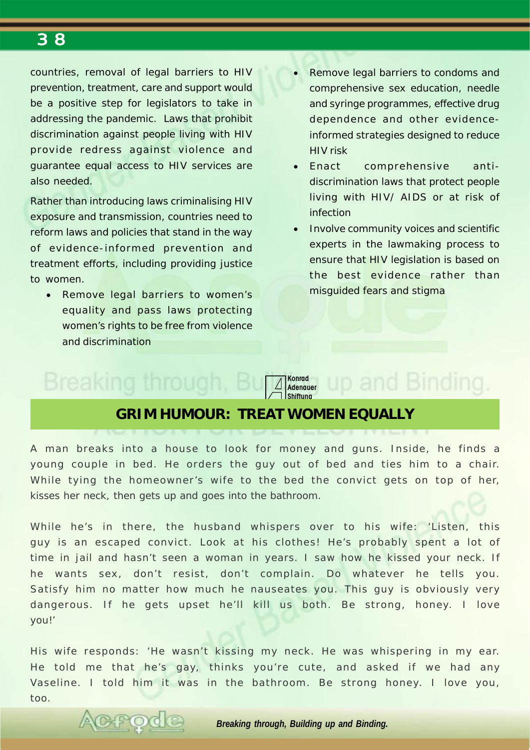countries, removal of legal barriers to HIV prevention, treatment, care and support would be a positive step for legislators to take in addressing the pandemic. Laws that prohibit discrimination against people living with HIV provide redress against violence and guarantee equal access to HIV services are also needed.

Rather than introducing laws criminalising HIV exposure and transmission, countries need to reform laws and policies that stand in the way of evidence-informed prevention and treatment efforts, including providing justice to women.

- Remove legal barriers to women's equality and pass laws protecting women's rights to be free from violence and discrimination
- Remove legal barriers to condoms and comprehensive sex education, needle and syringe programmes, effective drug dependence and other evidence-informed strategies designed to reduce HIV risk
- Enact comprehensive anti-discrimination laws that protect people living with HIV/ AIDS or at risk of infection
- Involve community voices and scientific experts in the lawmaking process to ensure that HIV legislation is based on the best evidence rather than misguided fears and stigma

## GRIM HUMOUR: TREAT WOMEN EQUALLY

A man breaks into a house to look for money and guns. Inside, he finds a young couple in bed. He orders the guy out of bed and ties him to a chair. While tying the homeowner's wife to the bed the convict gets on top of her, kisses her neck, then gets up and goes into the bathroom.

While he's in there, the husband whispers over to his wife: 'Listen, this guy is an escaped convict. Look at his clothes! He's probably spent a lot of time in jail and hasn't seen a woman in years. I saw how he kissed your neck. If he wants sex, don't resist, don't complain. Do whatever he tells you. Satisfy him no matter how much he nauseates you. This guy is obviously very dangerous. If he gets upset he'll kill us both. Be strong, honey. I love you!'

His wife responds: 'He wasn't kissing my neck. He was whispering in my ear. He told me that he's gay, thinks you're cute, and asked if we had any Vaseline. I told him it was in the bathroom. Be strong honey. I love you, too.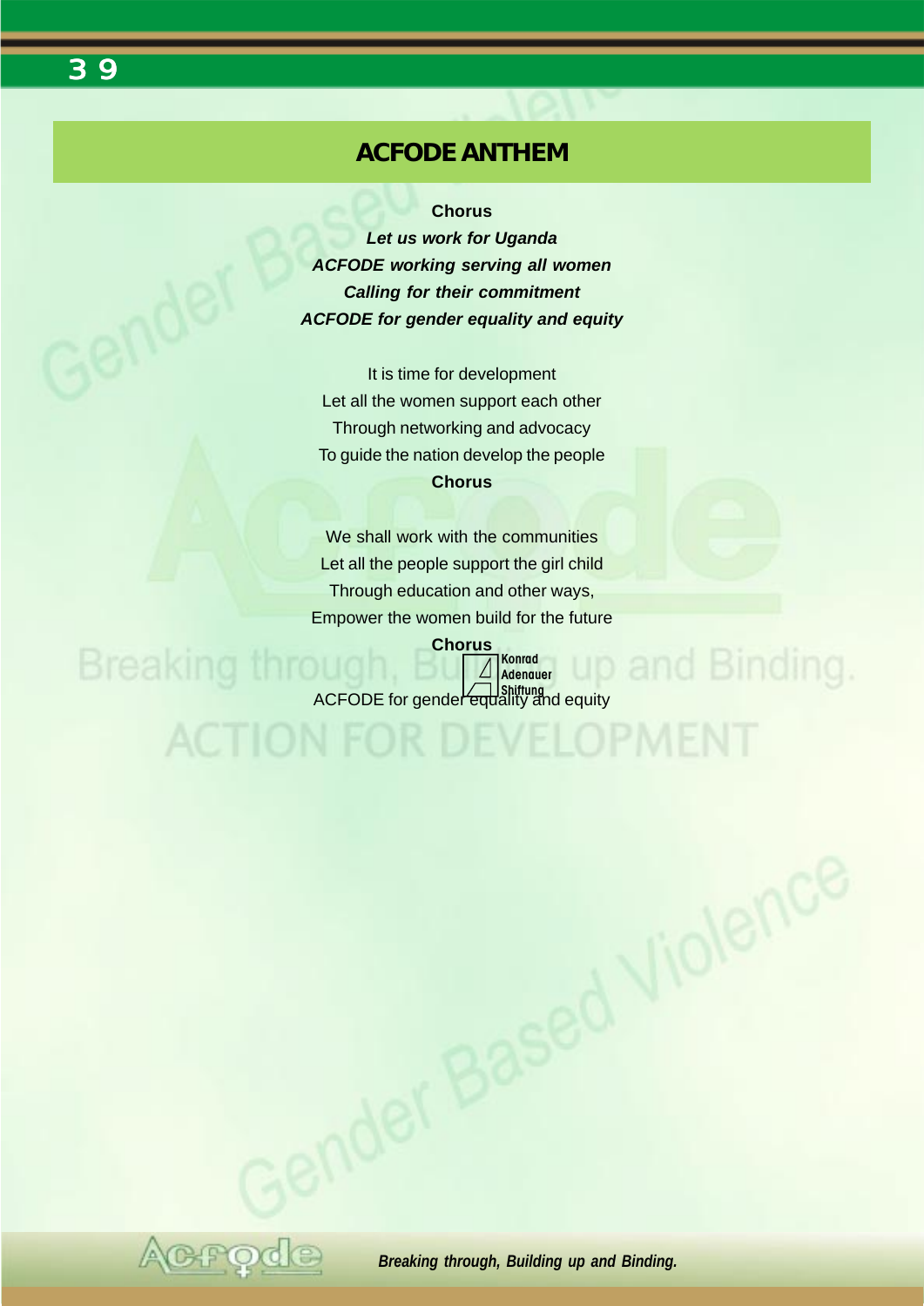## ACFODE ANTHEM

**Chorus**

***Let us work for Uganda***
***ACFODE working serving all women***
***Calling for their commitment***
***ACFODE for gender equality and equity***

It is time for development
Let all the women support each other
Through networking and advocacy
To guide the nation develop the people

**Chorus**

We shall work with the communities
Let all the people support the girl child
Through education and other ways,
Empower the women build for the future

**Chorus**

ACFODE for gender equality and equity

Konrad Adenauer Shiftung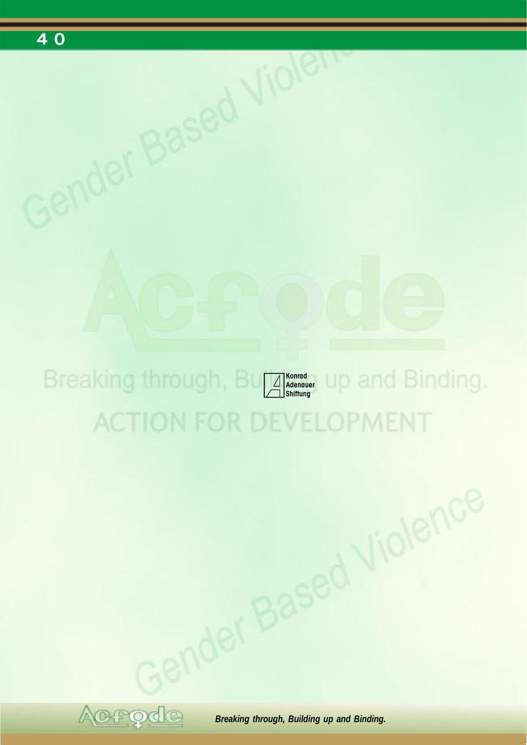Konrad
Adenauer
Stiftung